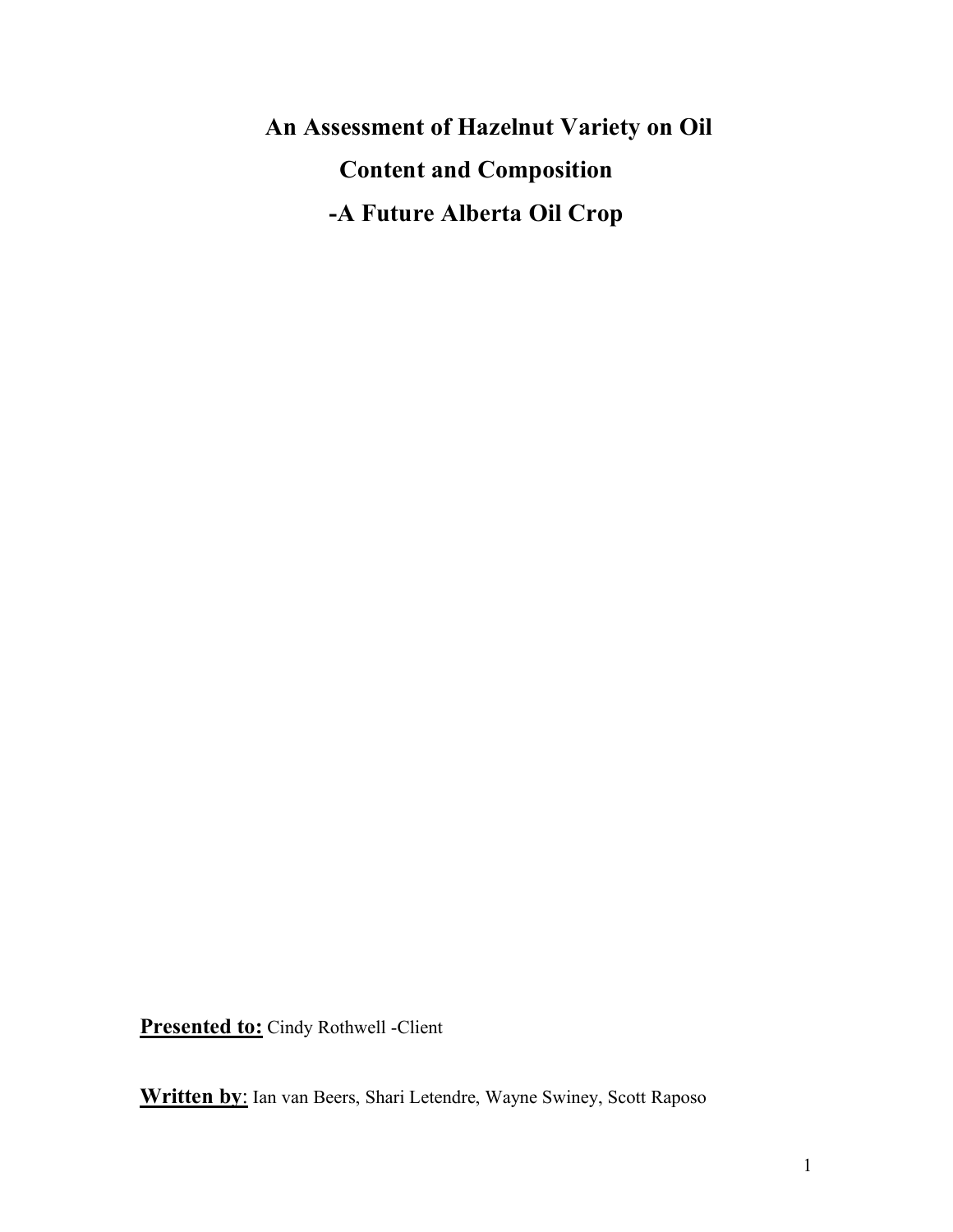# An Assessment of Hazelnut Variety on Oil Content and Composition

# -A Future Alberta Oil Crop

**Presented to:** Cindy Rothwell -Client

**Written by**: Ian van Beers, Shari Letendre, Wayne Swiney, Scott Raposo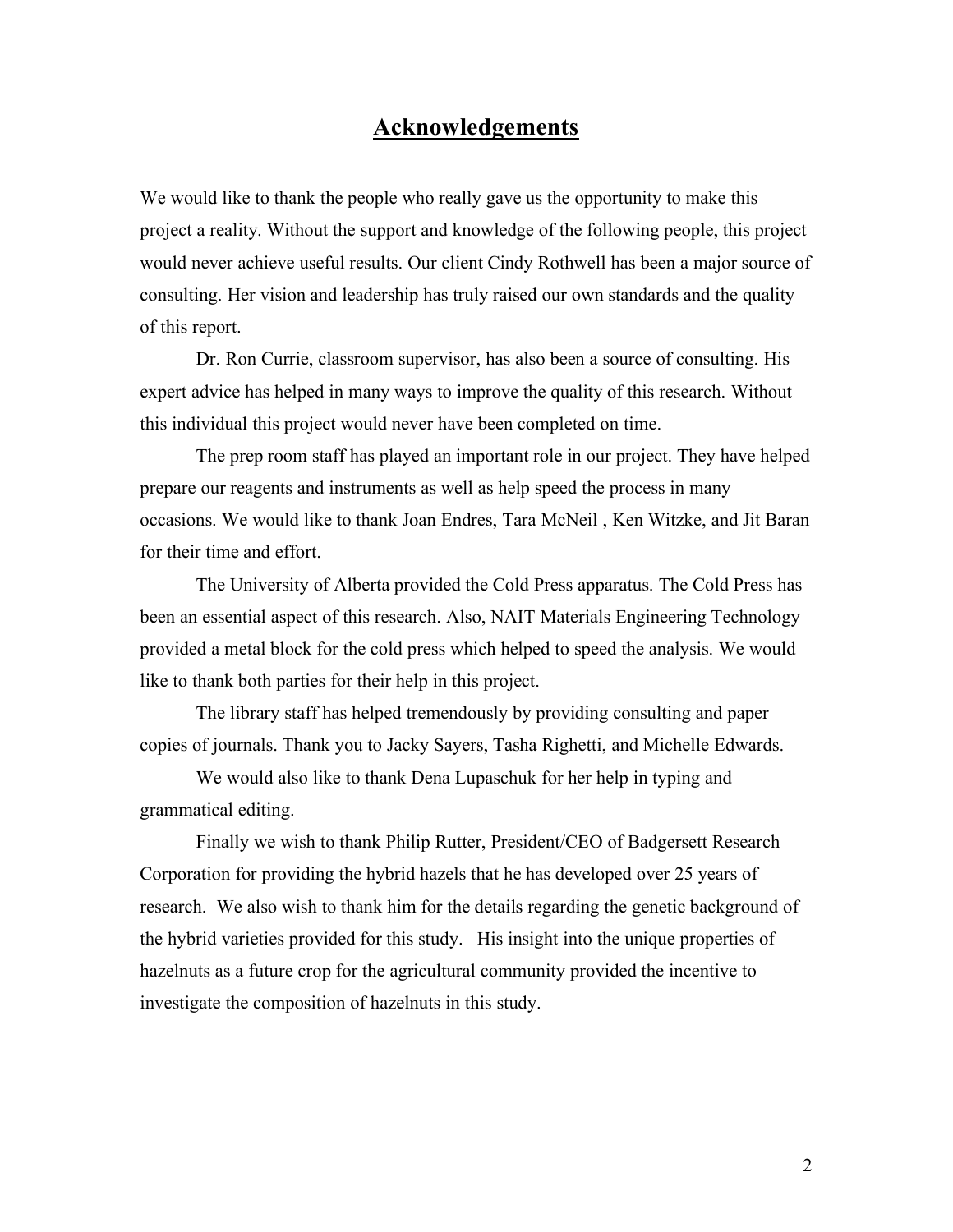# Acknowledgements

We would like to thank the people who really gave us the opportunity to make this project a reality. Without the support and knowledge of the following people, this project would never achieve useful results. Our client Cindy Rothwell has been a major source of consulting. Her vision and leadership has truly raised our own standards and the quality of this report.

Dr. Ron Currie, classroom supervisor, has also been a source of consulting. His expert advice has helped in many ways to improve the quality of this research. Without this individual this project would never have been completed on time.

The prep room staff has played an important role in our project. They have helped prepare our reagents and instruments as well as help speed the process in many occasions. We would like to thank Joan Endres, Tara McNeil , Ken Witzke, and Jit Baran for their time and effort.

The University of Alberta provided the Cold Press apparatus. The Cold Press has been an essential aspect of this research. Also, NAIT Materials Engineering Technology provided a metal block for the cold press which helped to speed the analysis. We would like to thank both parties for their help in this project.

The library staff has helped tremendously by providing consulting and paper copies of journals. Thank you to Jacky Sayers, Tasha Righetti, and Michelle Edwards.

We would also like to thank Dena Lupaschuk for her help in typing and grammatical editing.

Finally we wish to thank Philip Rutter, President/CEO of Badgersett Research Corporation for providing the hybrid hazels that he has developed over 25 years of research. We also wish to thank him for the details regarding the genetic background of the hybrid varieties provided for this study. His insight into the unique properties of hazelnuts as a future crop for the agricultural community provided the incentive to investigate the composition of hazelnuts in this study.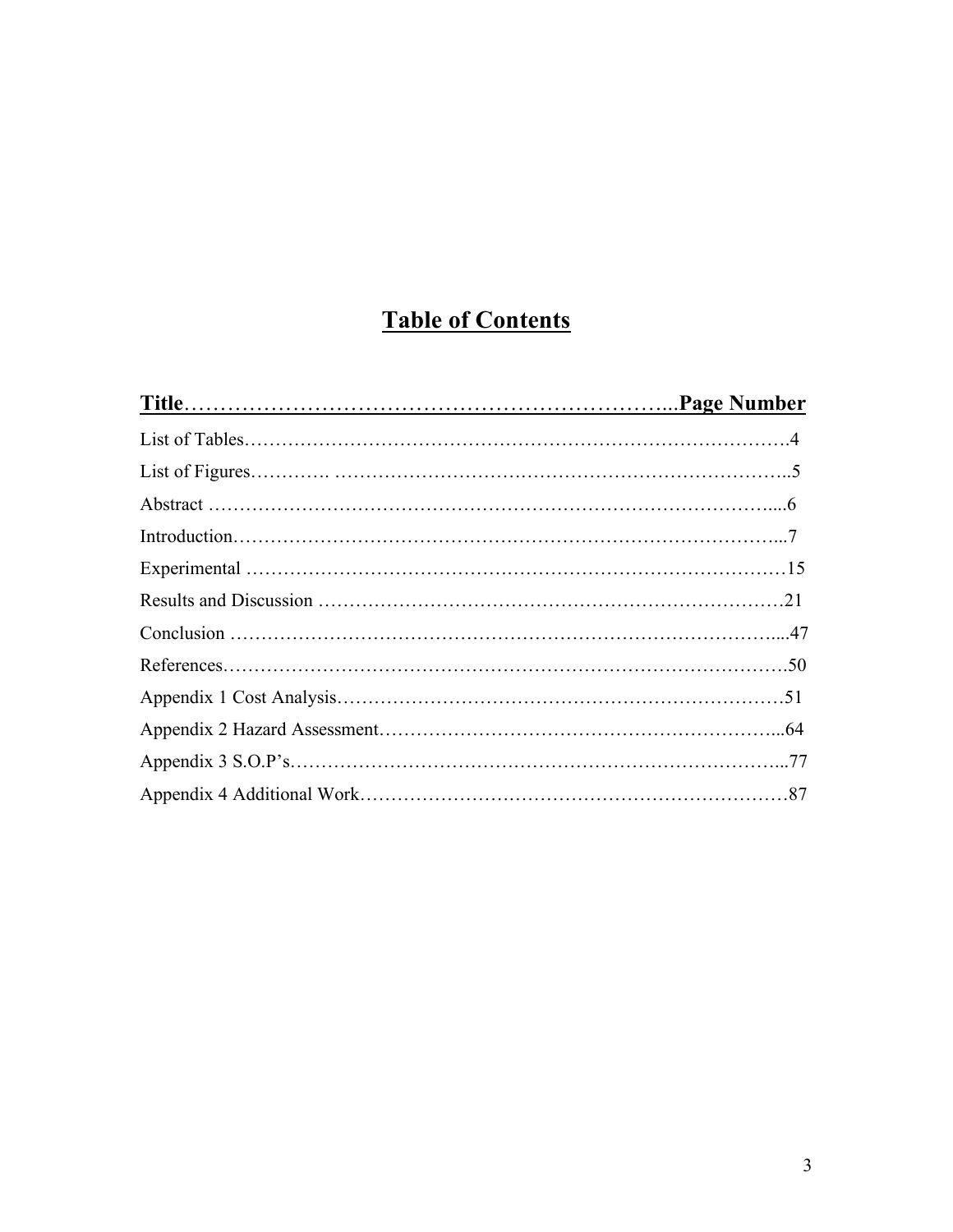# Table of Contents

| Title | Page Number |
| --- | --- |
| List of Tables | 4 |
| List of Figures | 5 |
| Abstract | 6 |
| Introduction | 7 |
| Experimental | 15 |
| Results and Discussion | 21 |
| Conclusion | 47 |
| References | 50 |
| Appendix 1 Cost Analysis | 51 |
| Appendix 2 Hazard Assessment | 64 |
| Appendix 3 S.O.P's | 77 |
| Appendix 4 Additional Work | 87 |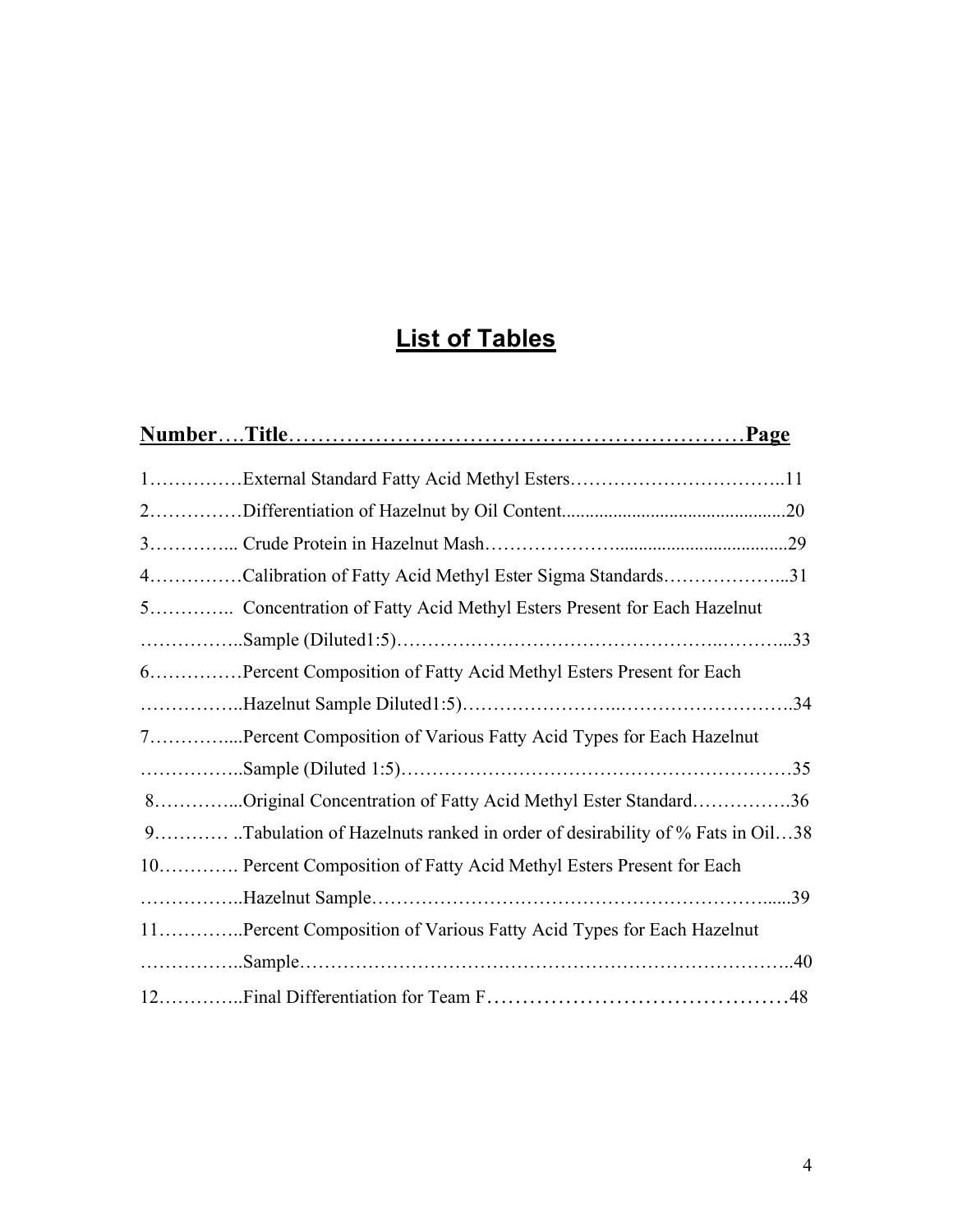# List of Tables

| Number | Title | Page |
|---|---|---|
| 1 | External Standard Fatty Acid Methyl Esters | 11 |
| 2 | Differentiation of Hazelnut by Oil Content | 20 |
| 3 | Crude Protein in Hazelnut Mash | 29 |
| 4 | Calibration of Fatty Acid Methyl Ester Sigma Standards | 31 |
| 5 | Concentration of Fatty Acid Methyl Esters Present for Each Hazelnut Sample (Diluted1:5) | 33 |
| 6 | Percent Composition of Fatty Acid Methyl Esters Present for Each Hazelnut Sample Diluted1:5) | 34 |
| 7 | Percent Composition of Various Fatty Acid Types for Each Hazelnut Sample (Diluted 1:5) | 35 |
| 8 | Original Concentration of Fatty Acid Methyl Ester Standard | 36 |
| 9 | Tabulation of Hazelnuts ranked in order of desirability of % Fats in Oil | 38 |
| 10 | Percent Composition of Fatty Acid Methyl Esters Present for Each Hazelnut Sample | 39 |
| 11 | Percent Composition of Various Fatty Acid Types for Each Hazelnut Sample | 40 |
| 12 | Final Differentiation for Team F | 48 |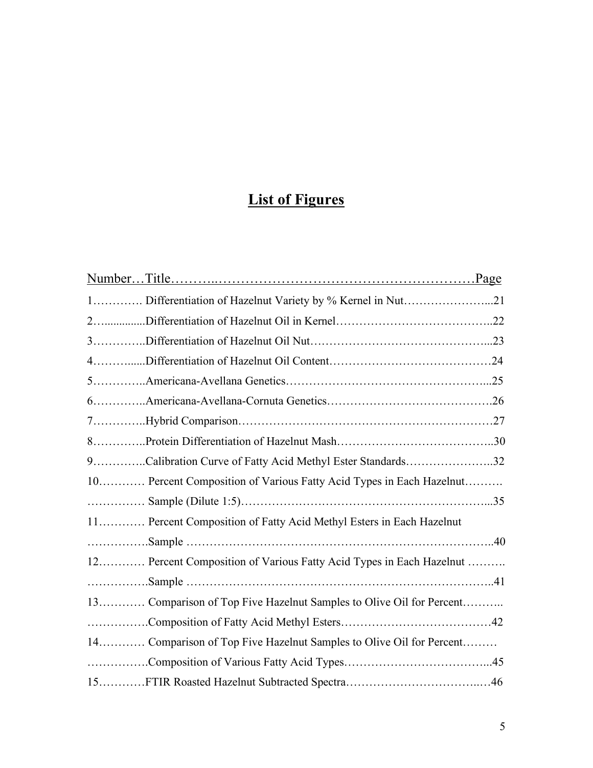# List of Figures

| Number | Title | Page |
| --- | --- | --- |
| 1 | Differentiation of Hazelnut Variety by % Kernel in Nut | 21 |
| 2 | Differentiation of Hazelnut Oil in Kernel | 22 |
| 3 | Differentiation of Hazelnut Oil Nut | 23 |
| 4 | Differentiation of Hazelnut Oil Content | 24 |
| 5 | Americana-Avellana Genetics | 25 |
| 6 | Americana-Avellana-Cornuta Genetics | 26 |
| 7 | Hybrid Comparison | 27 |
| 8 | Protein Differentiation of Hazelnut Mash | 30 |
| 9 | Calibration Curve of Fatty Acid Methyl Ester Standards | 32 |
| 10 | Percent Composition of Various Fatty Acid Types in Each Hazelnut Sample (Dilute 1:5) | 35 |
| 11 | Percent Composition of Fatty Acid Methyl Esters in Each Hazelnut Sample | 40 |
| 12 | Percent Composition of Various Fatty Acid Types in Each Hazelnut Sample | 41 |
| 13 | Comparison of Top Five Hazelnut Samples to Olive Oil for Percent Composition of Fatty Acid Methyl Esters | 42 |
| 14 | Comparison of Top Five Hazelnut Samples to Olive Oil for Percent Composition of Various Fatty Acid Types | 45 |
| 15 | FTIR Roasted Hazelnut Subtracted Spectra | 46 |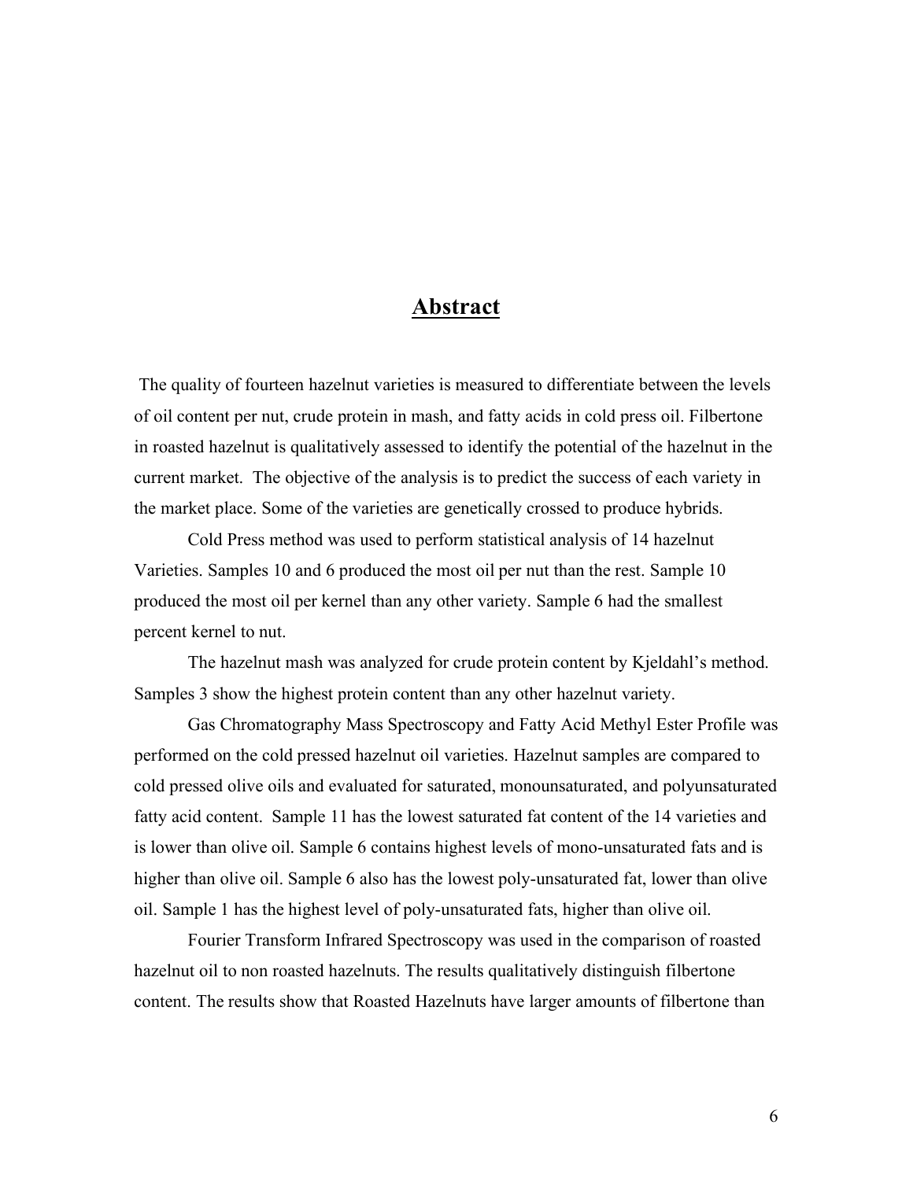# **Abstract**

The quality of fourteen hazelnut varieties is measured to differentiate between the levels of oil content per nut, crude protein in mash, and fatty acids in cold press oil. Filbertone in roasted hazelnut is qualitatively assessed to identify the potential of the hazelnut in the current market. The objective of the analysis is to predict the success of each variety in the market place. Some of the varieties are genetically crossed to produce hybrids.

Cold Press method was used to perform statistical analysis of 14 hazelnut Varieties. Samples 10 and 6 produced the most oil per nut than the rest. Sample 10 produced the most oil per kernel than any other variety. Sample 6 had the smallest percent kernel to nut.

The hazelnut mash was analyzed for crude protein content by Kjeldahl's method. Samples 3 show the highest protein content than any other hazelnut variety.

Gas Chromatography Mass Spectroscopy and Fatty Acid Methyl Ester Profile was performed on the cold pressed hazelnut oil varieties. Hazelnut samples are compared to cold pressed olive oils and evaluated for saturated, monounsaturated, and polyunsaturated fatty acid content. Sample 11 has the lowest saturated fat content of the 14 varieties and is lower than olive oil. Sample 6 contains highest levels of mono-unsaturated fats and is higher than olive oil. Sample 6 also has the lowest poly-unsaturated fat, lower than olive oil. Sample 1 has the highest level of poly-unsaturated fats, higher than olive oil.

Fourier Transform Infrared Spectroscopy was used in the comparison of roasted hazelnut oil to non roasted hazelnuts. The results qualitatively distinguish filbertone content. The results show that Roasted Hazelnuts have larger amounts of filbertone than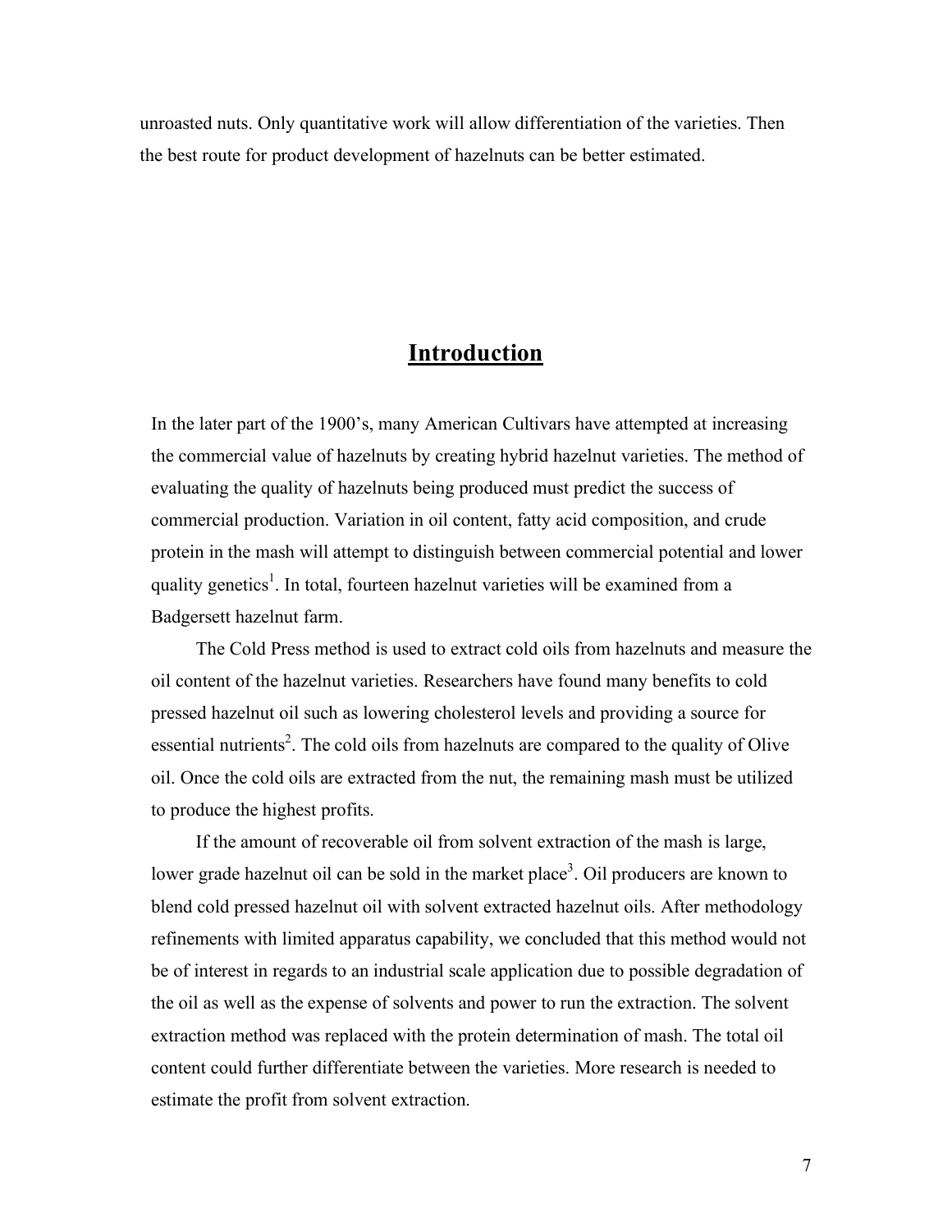unroasted nuts. Only quantitative work will allow differentiation of the varieties. Then the best route for product development of hazelnuts can be better estimated.

# Introduction

In the later part of the 1900's, many American Cultivars have attempted at increasing the commercial value of hazelnuts by creating hybrid hazelnut varieties. The method of evaluating the quality of hazelnuts being produced must predict the success of commercial production. Variation in oil content, fatty acid composition, and crude protein in the mash will attempt to distinguish between commercial potential and lower quality genetics[1]. In total, fourteen hazelnut varieties will be examined from a Badgersett hazelnut farm.

The Cold Press method is used to extract cold oils from hazelnuts and measure the oil content of the hazelnut varieties. Researchers have found many benefits to cold pressed hazelnut oil such as lowering cholesterol levels and providing a source for essential nutrients[2]. The cold oils from hazelnuts are compared to the quality of Olive oil. Once the cold oils are extracted from the nut, the remaining mash must be utilized to produce the highest profits.

If the amount of recoverable oil from solvent extraction of the mash is large, lower grade hazelnut oil can be sold in the market place[3]. Oil producers are known to blend cold pressed hazelnut oil with solvent extracted hazelnut oils. After methodology refinements with limited apparatus capability, we concluded that this method would not be of interest in regards to an industrial scale application due to possible degradation of the oil as well as the expense of solvents and power to run the extraction. The solvent extraction method was replaced with the protein determination of mash. The total oil content could further differentiate between the varieties. More research is needed to estimate the profit from solvent extraction.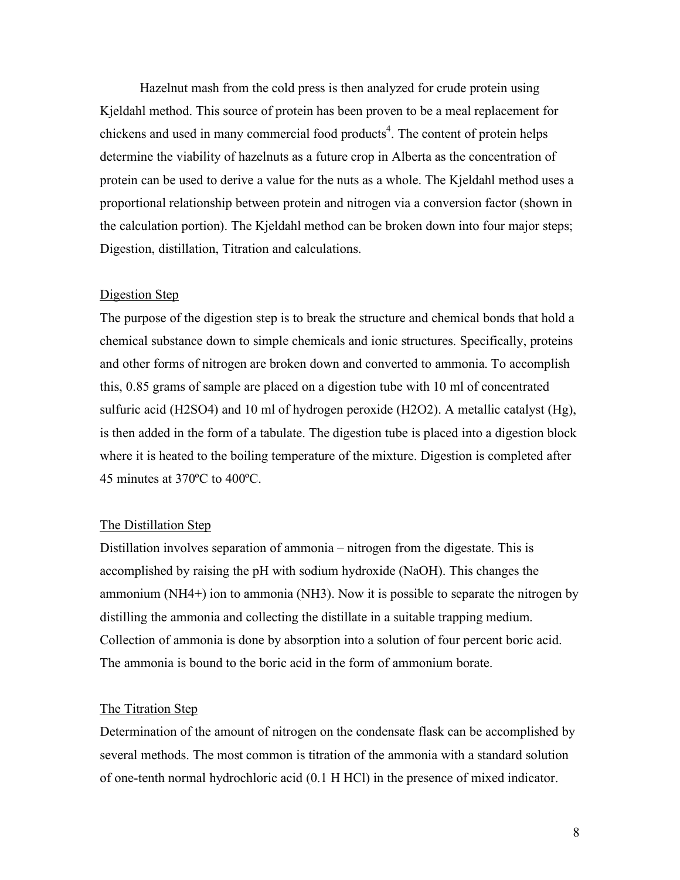Hazelnut mash from the cold press is then analyzed for crude protein using Kjeldahl method. This source of protein has been proven to be a meal replacement for chickens and used in many commercial food products[4]. The content of protein helps determine the viability of hazelnuts as a future crop in Alberta as the concentration of protein can be used to derive a value for the nuts as a whole. The Kjeldahl method uses a proportional relationship between protein and nitrogen via a conversion factor (shown in the calculation portion). The Kjeldahl method can be broken down into four major steps; Digestion, distillation, Titration and calculations.

## Digestion Step

The purpose of the digestion step is to break the structure and chemical bonds that hold a chemical substance down to simple chemicals and ionic structures. Specifically, proteins and other forms of nitrogen are broken down and converted to ammonia. To accomplish this, 0.85 grams of sample are placed on a digestion tube with 10 ml of concentrated sulfuric acid ($H_2SO_4$) and 10 ml of hydrogen peroxide ($H_2O_2$). A metallic catalyst (Hg), is then added in the form of a tabulate. The digestion tube is placed into a digestion block where it is heated to the boiling temperature of the mixture. Digestion is completed after 45 minutes at 370ºC to 400ºC.

## The Distillation Step

Distillation involves separation of ammonia – nitrogen from the digestate. This is accomplished by raising the pH with sodium hydroxide (NaOH). This changes the ammonium ($NH_4^+$) ion to ammonia ($NH_3$). Now it is possible to separate the nitrogen by distilling the ammonia and collecting the distillate in a suitable trapping medium. Collection of ammonia is done by absorption into a solution of four percent boric acid. The ammonia is bound to the boric acid in the form of ammonium borate.

## The Titration Step

Determination of the amount of nitrogen on the condensate flask can be accomplished by several methods. The most common is titration of the ammonia with a standard solution of one-tenth normal hydrochloric acid (0.1 H HCl) in the presence of mixed indicator.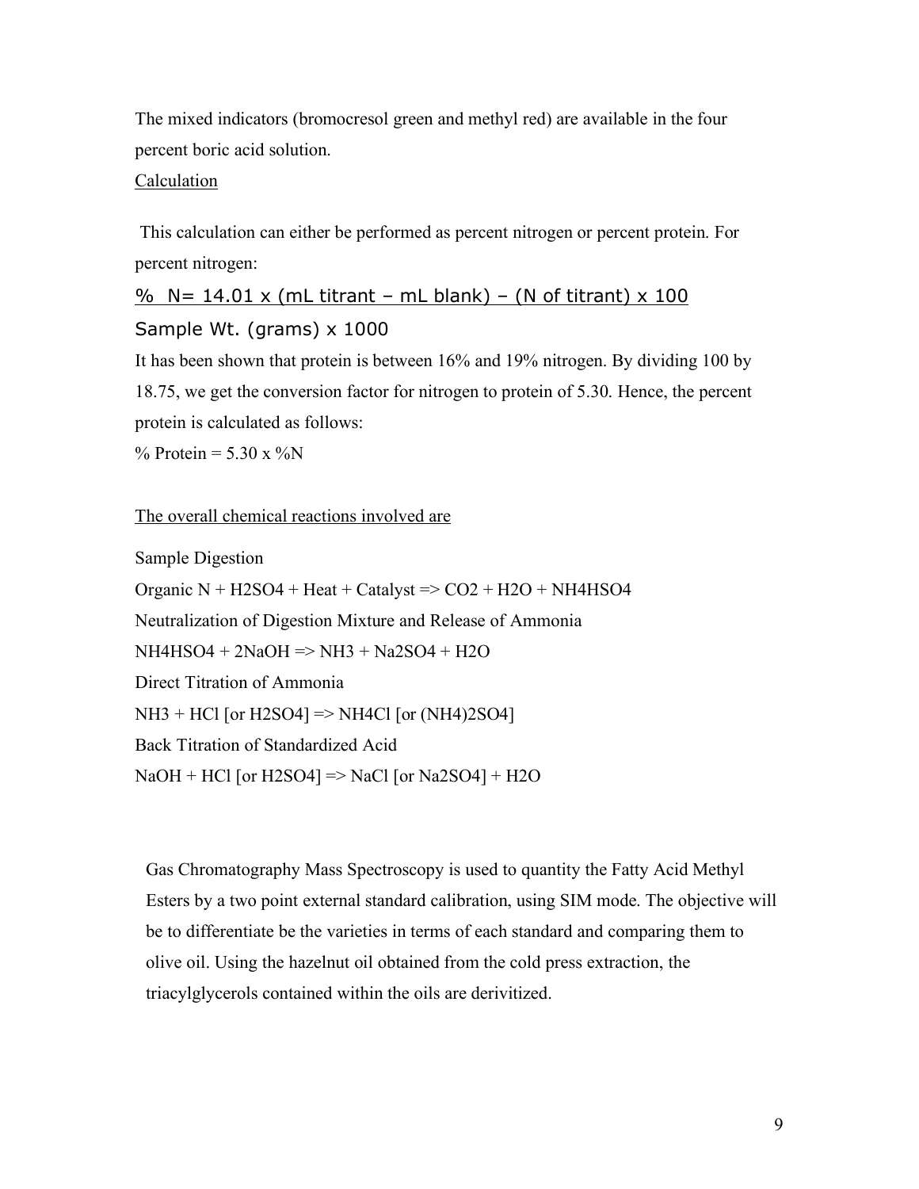The mixed indicators (bromocresol green and methyl red) are available in the four percent boric acid solution.

<u>Calculation</u>

This calculation can either be performed as percent nitrogen or percent protein. For percent nitrogen:

$$\% \ N = \frac{14.01 \times (\text{mL titrant} - \text{mL blank}) - (\text{N of titrant}) \times 100}{\text{Sample Wt. (grams)} \times 1000}$$

It has been shown that protein is between 16% and 19% nitrogen. By dividing 100 by 18.75, we get the conversion factor for nitrogen to protein of 5.30. Hence, the percent protein is calculated as follows:

% Protein = 5.30 x %N

<u>The overall chemical reactions involved are</u>

Sample Digestion

Organic N + $H_2SO_4$ + Heat + Catalyst => $CO_2$ + $H_2O$ + $NH_4HSO_4$

Neutralization of Digestion Mixture and Release of Ammonia

$NH_4HSO_4$ + 2NaOH => $NH_3$ + $Na_2SO_4$ + $H_2O$

Direct Titration of Ammonia

$NH_3$ + HCl [or $H_2SO_4$] => $NH_4Cl$ [or $(NH_4)_2SO_4$]

Back Titration of Standardized Acid

NaOH + HCl [or $H_2SO_4$] => NaCl [or $Na_2SO_4$] + $H_2O$

Gas Chromatography Mass Spectroscopy is used to quantity the Fatty Acid Methyl Esters by a two point external standard calibration, using SIM mode. The objective will be to differentiate be the varieties in terms of each standard and comparing them to olive oil. Using the hazelnut oil obtained from the cold press extraction, the triacylglycerols contained within the oils are derivitized.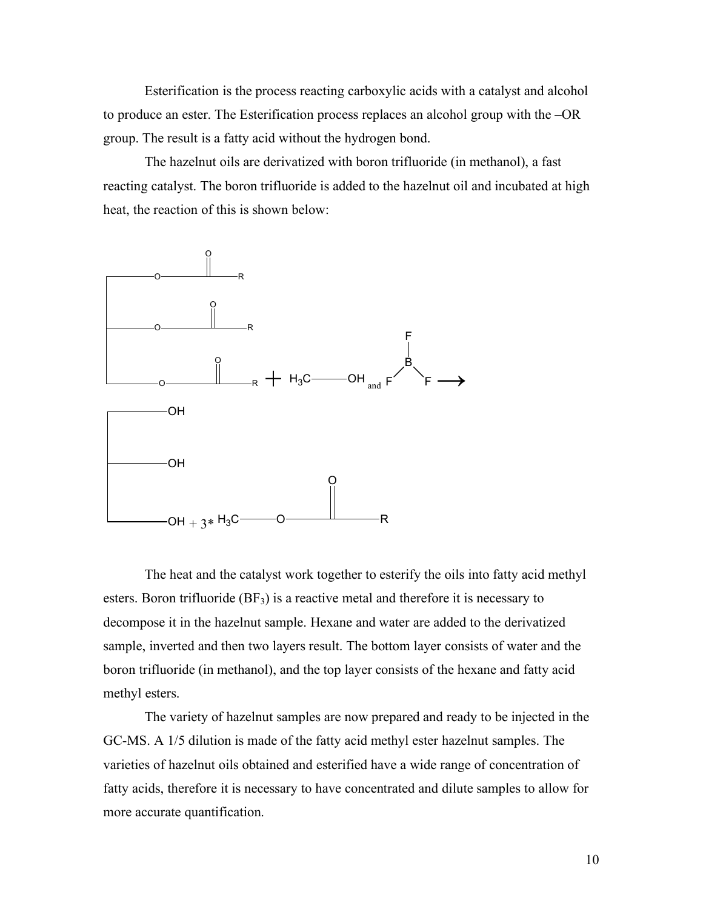Esterification is the process reacting carboxylic acids with a catalyst and alcohol to produce an ester. The Esterification process replaces an alcohol group with the –OR group. The result is a fatty acid without the hydrogen bond.

The hazelnut oils are derivatized with boron trifluoride (in methanol), a fast reacting catalyst. The boron trifluoride is added to the hazelnut oil and incubated at high heat, the reaction of this is shown below:

$$\text{(triglyceride: three } -O-C(=O)-R \text{ chains)} + H_3C-OH \text{ and } BF_3 \longrightarrow \text{(glycerol: three } -OH\text{)} + 3 * H_3C-O-C(=O)-R$$

The heat and the catalyst work together to esterify the oils into fatty acid methyl esters. Boron trifluoride ($BF_3$) is a reactive metal and therefore it is necessary to decompose it in the hazelnut sample. Hexane and water are added to the derivatized sample, inverted and then two layers result. The bottom layer consists of water and the boron trifluoride (in methanol), and the top layer consists of the hexane and fatty acid methyl esters.

The variety of hazelnut samples are now prepared and ready to be injected in the GC-MS. A 1/5 dilution is made of the fatty acid methyl ester hazelnut samples. The varieties of hazelnut oils obtained and esterified have a wide range of concentration of fatty acids, therefore it is necessary to have concentrated and dilute samples to allow for more accurate quantification.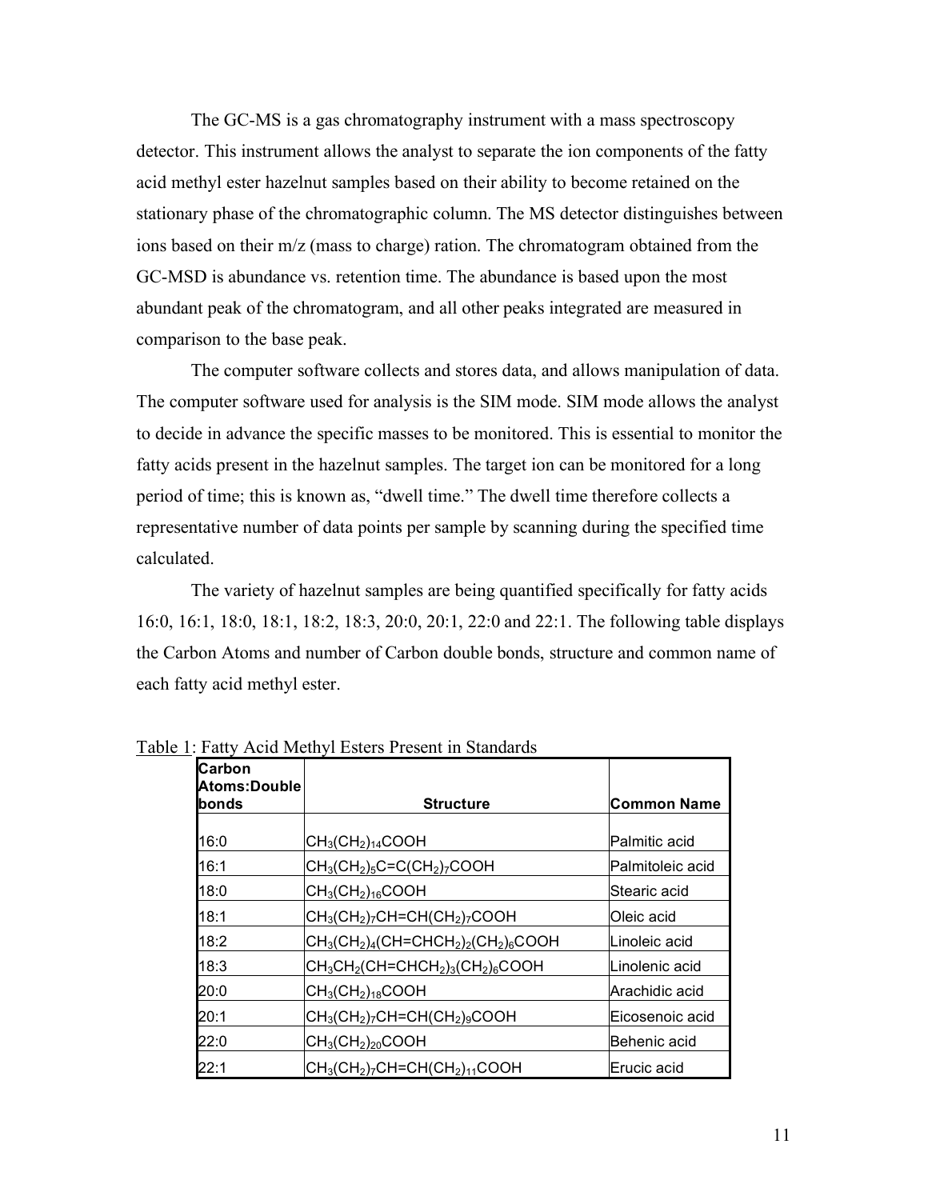The GC-MS is a gas chromatography instrument with a mass spectroscopy detector. This instrument allows the analyst to separate the ion components of the fatty acid methyl ester hazelnut samples based on their ability to become retained on the stationary phase of the chromatographic column. The MS detector distinguishes between ions based on their m/z (mass to charge) ration. The chromatogram obtained from the GC-MSD is abundance vs. retention time. The abundance is based upon the most abundant peak of the chromatogram, and all other peaks integrated are measured in comparison to the base peak.

The computer software collects and stores data, and allows manipulation of data. The computer software used for analysis is the SIM mode. SIM mode allows the analyst to decide in advance the specific masses to be monitored. This is essential to monitor the fatty acids present in the hazelnut samples. The target ion can be monitored for a long period of time; this is known as, "dwell time." The dwell time therefore collects a representative number of data points per sample by scanning during the specified time calculated.

The variety of hazelnut samples are being quantified specifically for fatty acids 16:0, 16:1, 18:0, 18:1, 18:2, 18:3, 20:0, 20:1, 22:0 and 22:1. The following table displays the Carbon Atoms and number of Carbon double bonds, structure and common name of each fatty acid methyl ester.

Table 1: Fatty Acid Methyl Esters Present in Standards

| Carbon Atoms:Double bonds | Structure | Common Name |
|---|---|---|
| 16:0 | $CH_3(CH_2)_{14}COOH$ | Palmitic acid |
| 16:1 | $CH_3(CH_2)_5C=C(CH_2)_7COOH$ | Palmitoleic acid |
| 18:0 | $CH_3(CH_2)_{16}COOH$ | Stearic acid |
| 18:1 | $CH_3(CH_2)_7CH=CH(CH_2)_7COOH$ | Oleic acid |
| 18:2 | $CH_3(CH_2)_4(CH=CHCH_2)_2(CH_2)_6COOH$ | Linoleic acid |
| 18:3 | $CH_3CH_2(CH=CHCH_2)_3(CH_2)_6COOH$ | Linolenic acid |
| 20:0 | $CH_3(CH_2)_{18}COOH$ | Arachidic acid |
| 20:1 | $CH_3(CH_2)_7CH=CH(CH_2)_9COOH$ | Eicosenoic acid |
| 22:0 | $CH_3(CH_2)_{20}COOH$ | Behenic acid |
| 22:1 | $CH_3(CH_2)_7CH=CH(CH_2)_{11}COOH$ | Erucic acid |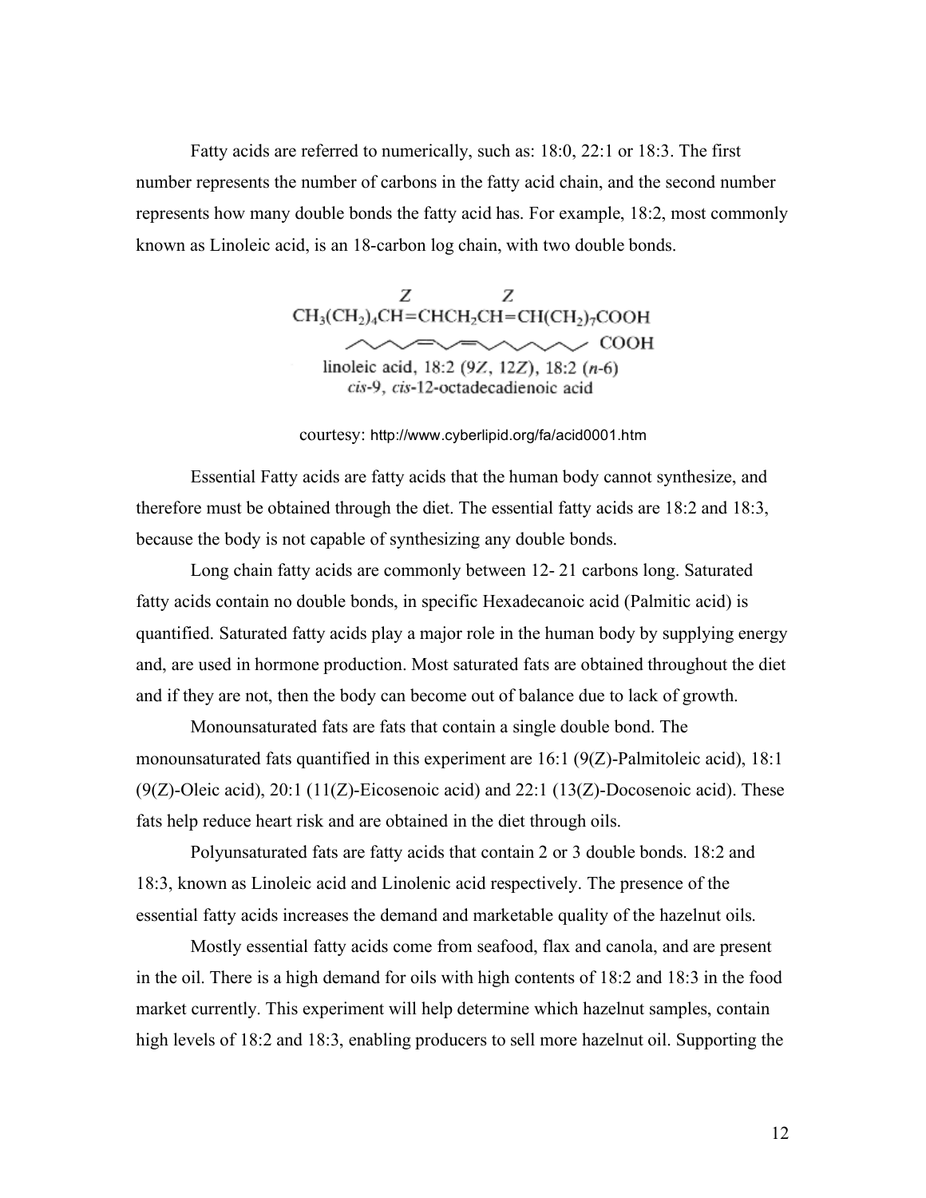Fatty acids are referred to numerically, such as: 18:0, 22:1 or 18:3. The first number represents the number of carbons in the fatty acid chain, and the second number represents how many double bonds the fatty acid has. For example, 18:2, most commonly known as Linoleic acid, is an 18-carbon log chain, with two double bonds.

$$\overset{Z}{} \qquad \overset{Z}{}$$
$$CH_3(CH_2)_4CH{=}CHCH_2CH{=}CH(CH_2)_7COOH$$

linoleic acid, 18:2 (9*Z*, 12*Z*), 18:2 (*n*-6)
*cis*-9, *cis*-12-octadecadienoic acid

courtesy: http://www.cyberlipid.org/fa/acid0001.htm

Essential Fatty acids are fatty acids that the human body cannot synthesize, and therefore must be obtained through the diet. The essential fatty acids are 18:2 and 18:3, because the body is not capable of synthesizing any double bonds.

Long chain fatty acids are commonly between 12- 21 carbons long. Saturated fatty acids contain no double bonds, in specific Hexadecanoic acid (Palmitic acid) is quantified. Saturated fatty acids play a major role in the human body by supplying energy and, are used in hormone production. Most saturated fats are obtained throughout the diet and if they are not, then the body can become out of balance due to lack of growth.

Monounsaturated fats are fats that contain a single double bond. The monounsaturated fats quantified in this experiment are 16:1 (9(Z)-Palmitoleic acid), 18:1 (9(Z)-Oleic acid), 20:1 (11(Z)-Eicosenoic acid) and 22:1 (13(Z)-Docosenoic acid). These fats help reduce heart risk and are obtained in the diet through oils.

Polyunsaturated fats are fatty acids that contain 2 or 3 double bonds. 18:2 and 18:3, known as Linoleic acid and Linolenic acid respectively. The presence of the essential fatty acids increases the demand and marketable quality of the hazelnut oils.

Mostly essential fatty acids come from seafood, flax and canola, and are present in the oil. There is a high demand for oils with high contents of 18:2 and 18:3 in the food market currently. This experiment will help determine which hazelnut samples, contain high levels of 18:2 and 18:3, enabling producers to sell more hazelnut oil. Supporting the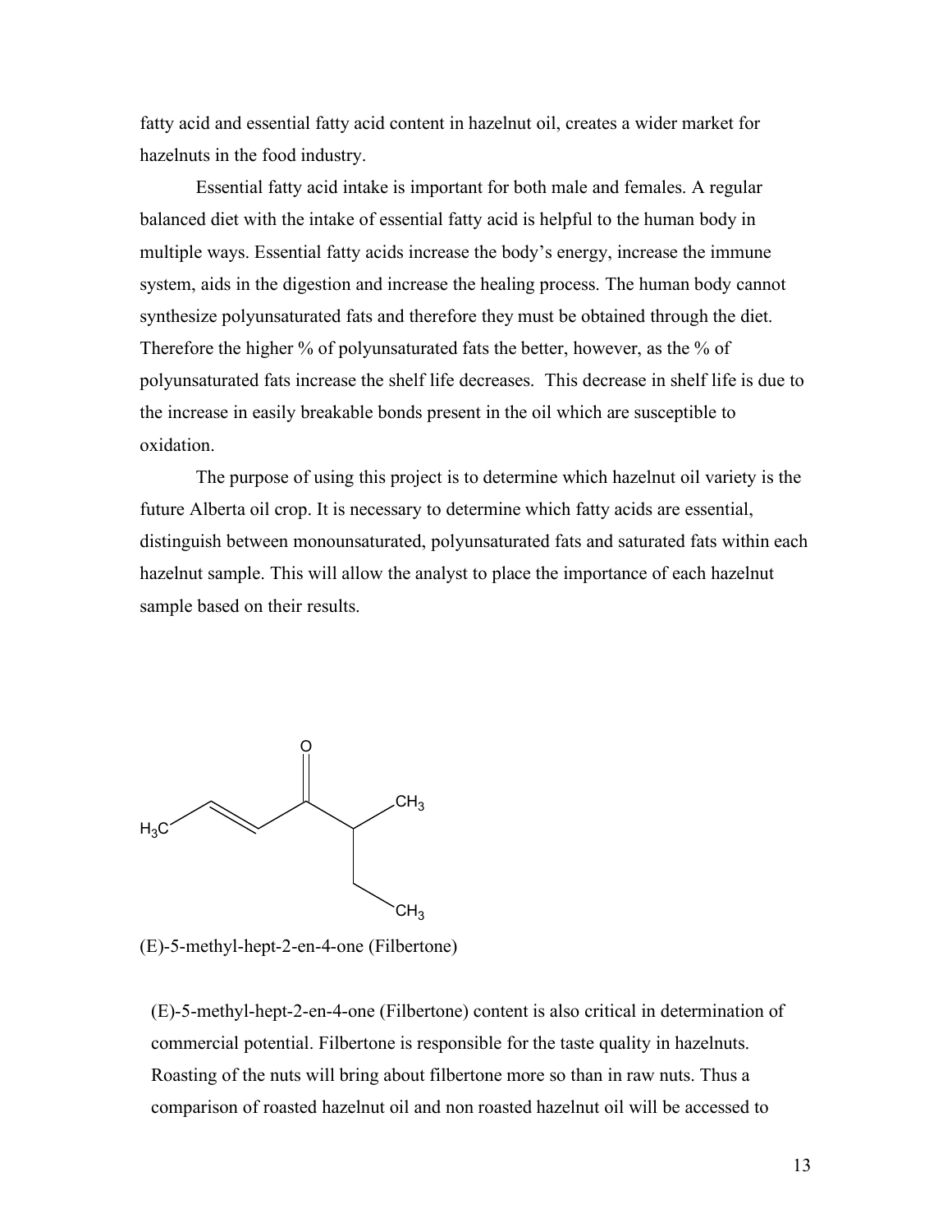fatty acid and essential fatty acid content in hazelnut oil, creates a wider market for hazelnuts in the food industry.

Essential fatty acid intake is important for both male and females. A regular balanced diet with the intake of essential fatty acid is helpful to the human body in multiple ways. Essential fatty acids increase the body's energy, increase the immune system, aids in the digestion and increase the healing process. The human body cannot synthesize polyunsaturated fats and therefore they must be obtained through the diet. Therefore the higher % of polyunsaturated fats the better, however, as the % of polyunsaturated fats increase the shelf life decreases. This decrease in shelf life is due to the increase in easily breakable bonds present in the oil which are susceptible to oxidation.

The purpose of using this project is to determine which hazelnut oil variety is the future Alberta oil crop. It is necessary to determine which fatty acids are essential, distinguish between monounsaturated, polyunsaturated fats and saturated fats within each hazelnut sample. This will allow the analyst to place the importance of each hazelnut sample based on their results.

(E)-5-methyl-hept-2-en-4-one (Filbertone)

(E)-5-methyl-hept-2-en-4-one (Filbertone) content is also critical in determination of commercial potential. Filbertone is responsible for the taste quality in hazelnuts. Roasting of the nuts will bring about filbertone more so than in raw nuts. Thus a comparison of roasted hazelnut oil and non roasted hazelnut oil will be accessed to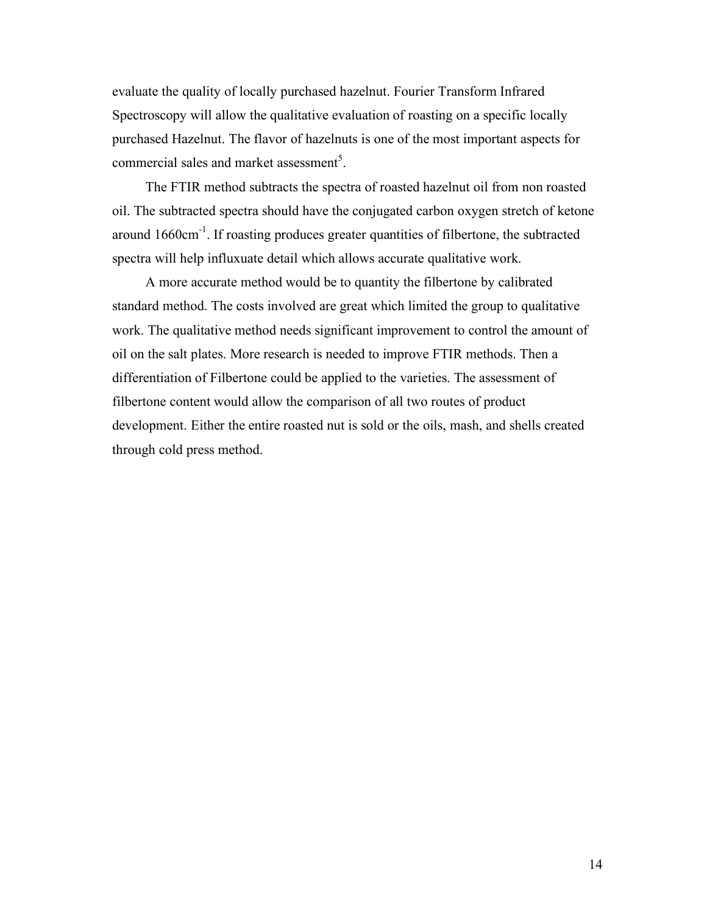evaluate the quality of locally purchased hazelnut. Fourier Transform Infrared Spectroscopy will allow the qualitative evaluation of roasting on a specific locally purchased Hazelnut. The flavor of hazelnuts is one of the most important aspects for commercial sales and market assessment[5].

The FTIR method subtracts the spectra of roasted hazelnut oil from non roasted oil. The subtracted spectra should have the conjugated carbon oxygen stretch of ketone around 1660cm$^{-1}$. If roasting produces greater quantities of filbertone, the subtracted spectra will help influxuate detail which allows accurate qualitative work.

A more accurate method would be to quantity the filbertone by calibrated standard method. The costs involved are great which limited the group to qualitative work. The qualitative method needs significant improvement to control the amount of oil on the salt plates. More research is needed to improve FTIR methods. Then a differentiation of Filbertone could be applied to the varieties. The assessment of filbertone content would allow the comparison of all two routes of product development. Either the entire roasted nut is sold or the oils, mash, and shells created through cold press method.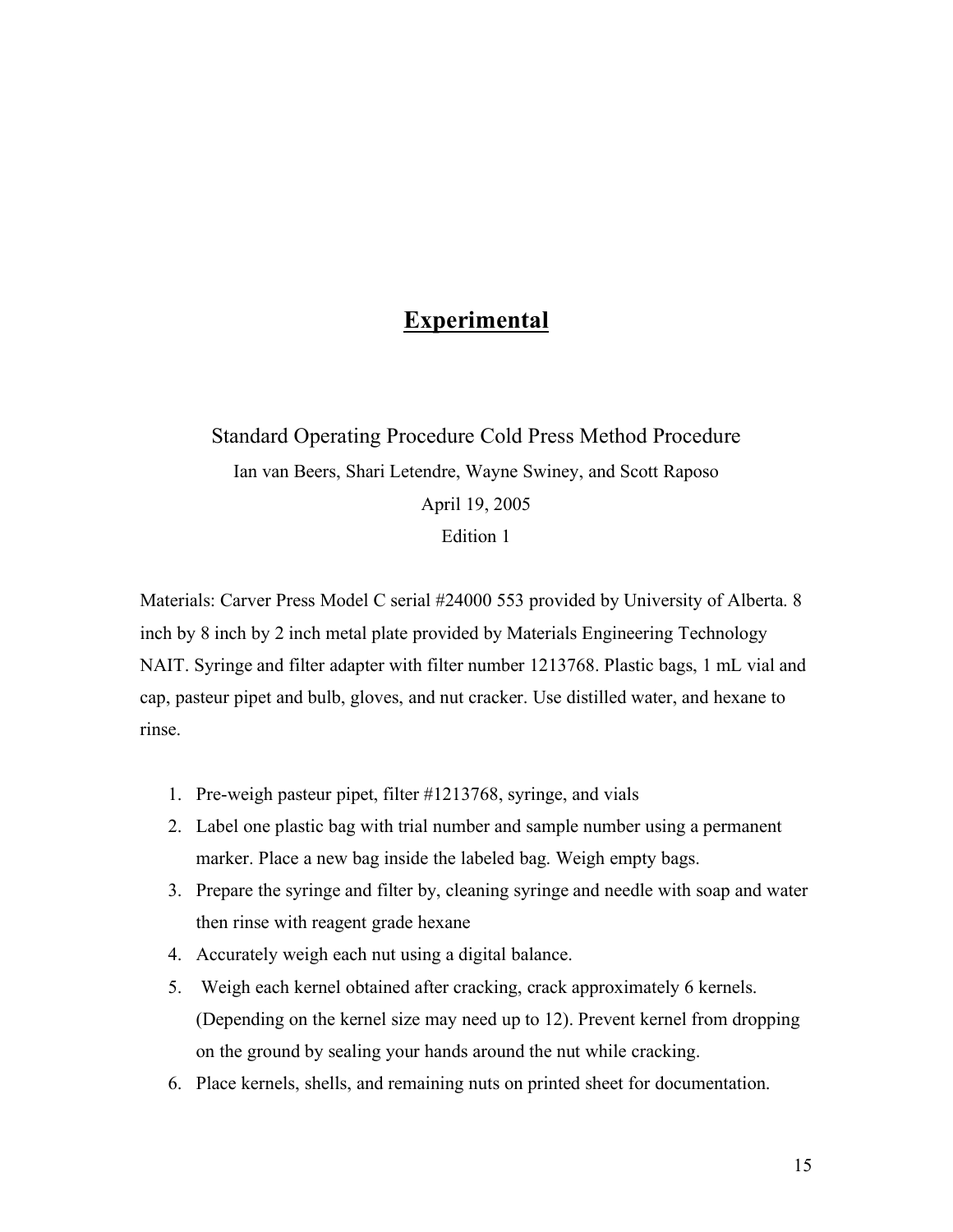# Experimental

Standard Operating Procedure Cold Press Method Procedure

Ian van Beers, Shari Letendre, Wayne Swiney, and Scott Raposo

April 19, 2005

Edition 1

Materials: Carver Press Model C serial #24000 553 provided by University of Alberta. 8 inch by 8 inch by 2 inch metal plate provided by Materials Engineering Technology NAIT. Syringe and filter adapter with filter number 1213768. Plastic bags, 1 mL vial and cap, pasteur pipet and bulb, gloves, and nut cracker. Use distilled water, and hexane to rinse.

1. Pre-weigh pasteur pipet, filter #1213768, syringe, and vials
2. Label one plastic bag with trial number and sample number using a permanent marker. Place a new bag inside the labeled bag. Weigh empty bags.
3. Prepare the syringe and filter by, cleaning syringe and needle with soap and water then rinse with reagent grade hexane
4. Accurately weigh each nut using a digital balance.
5. Weigh each kernel obtained after cracking, crack approximately 6 kernels. (Depending on the kernel size may need up to 12). Prevent kernel from dropping on the ground by sealing your hands around the nut while cracking.
6. Place kernels, shells, and remaining nuts on printed sheet for documentation.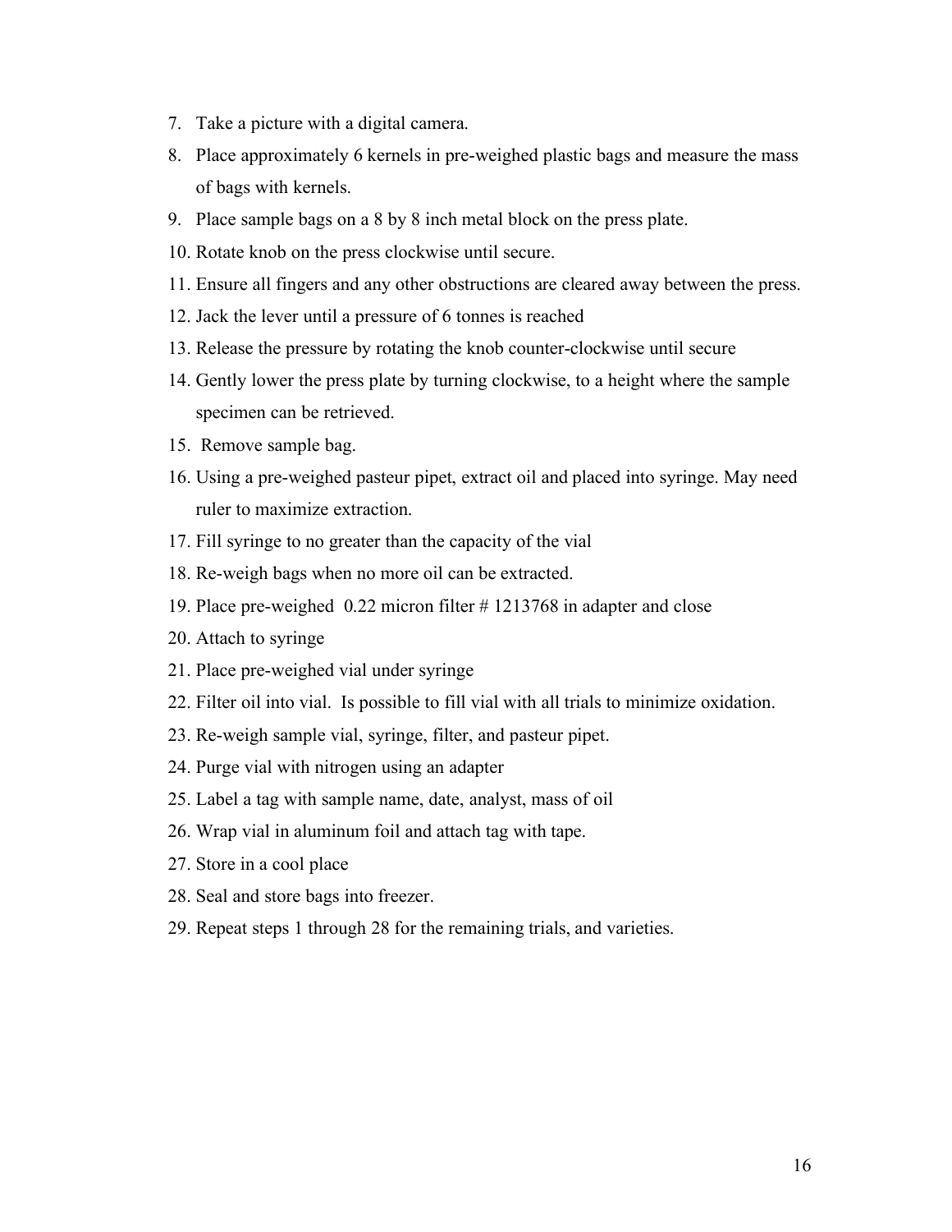7. Take a picture with a digital camera.
8. Place approximately 6 kernels in pre-weighed plastic bags and measure the mass of bags with kernels.
9. Place sample bags on a 8 by 8 inch metal block on the press plate.
10. Rotate knob on the press clockwise until secure.
11. Ensure all fingers and any other obstructions are cleared away between the press.
12. Jack the lever until a pressure of 6 tonnes is reached
13. Release the pressure by rotating the knob counter-clockwise until secure
14. Gently lower the press plate by turning clockwise, to a height where the sample specimen can be retrieved.
15. Remove sample bag.
16. Using a pre-weighed pasteur pipet, extract oil and placed into syringe. May need ruler to maximize extraction.
17. Fill syringe to no greater than the capacity of the vial
18. Re-weigh bags when no more oil can be extracted.
19. Place pre-weighed 0.22 micron filter # 1213768 in adapter and close
20. Attach to syringe
21. Place pre-weighed vial under syringe
22. Filter oil into vial. Is possible to fill vial with all trials to minimize oxidation.
23. Re-weigh sample vial, syringe, filter, and pasteur pipet.
24. Purge vial with nitrogen using an adapter
25. Label a tag with sample name, date, analyst, mass of oil
26. Wrap vial in aluminum foil and attach tag with tape.
27. Store in a cool place
28. Seal and store bags into freezer.
29. Repeat steps 1 through 28 for the remaining trials, and varieties.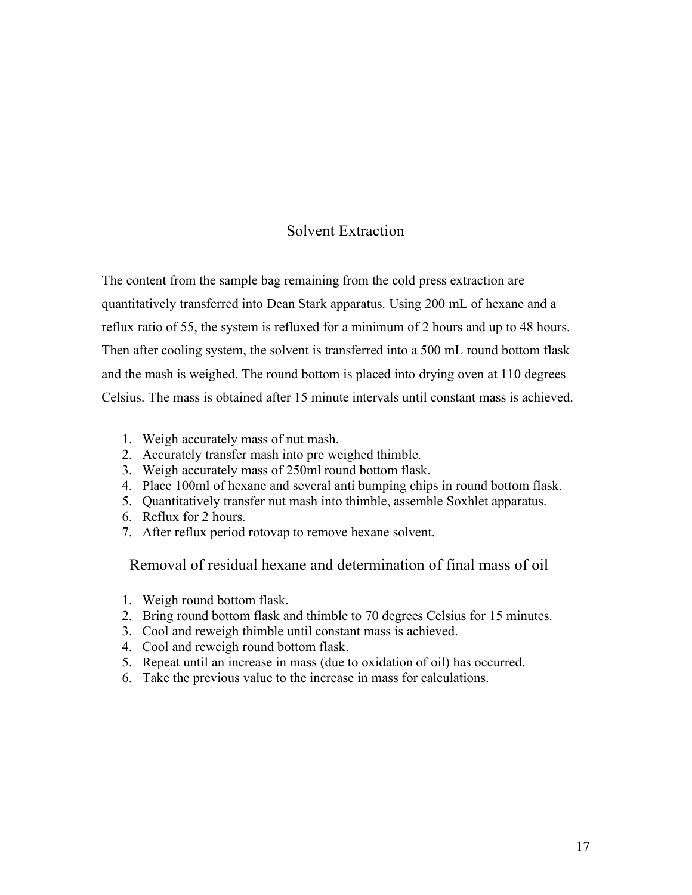## Solvent Extraction

The content from the sample bag remaining from the cold press extraction are quantitatively transferred into Dean Stark apparatus. Using 200 mL of hexane and a reflux ratio of 55, the system is refluxed for a minimum of 2 hours and up to 48 hours. Then after cooling system, the solvent is transferred into a 500 mL round bottom flask and the mash is weighed. The round bottom is placed into drying oven at 110 degrees Celsius. The mass is obtained after 15 minute intervals until constant mass is achieved.

1. Weigh accurately mass of nut mash.
2. Accurately transfer mash into pre weighed thimble.
3. Weigh accurately mass of 250ml round bottom flask.
4. Place 100ml of hexane and several anti bumping chips in round bottom flask.
5. Quantitatively transfer nut mash into thimble, assemble Soxhlet apparatus.
6. Reflux for 2 hours.
7. After reflux period rotovap to remove hexane solvent.

### Removal of residual hexane and determination of final mass of oil

1. Weigh round bottom flask.
2. Bring round bottom flask and thimble to 70 degrees Celsius for 15 minutes.
3. Cool and reweigh thimble until constant mass is achieved.
4. Cool and reweigh round bottom flask.
5. Repeat until an increase in mass (due to oxidation of oil) has occurred.
6. Take the previous value to the increase in mass for calculations.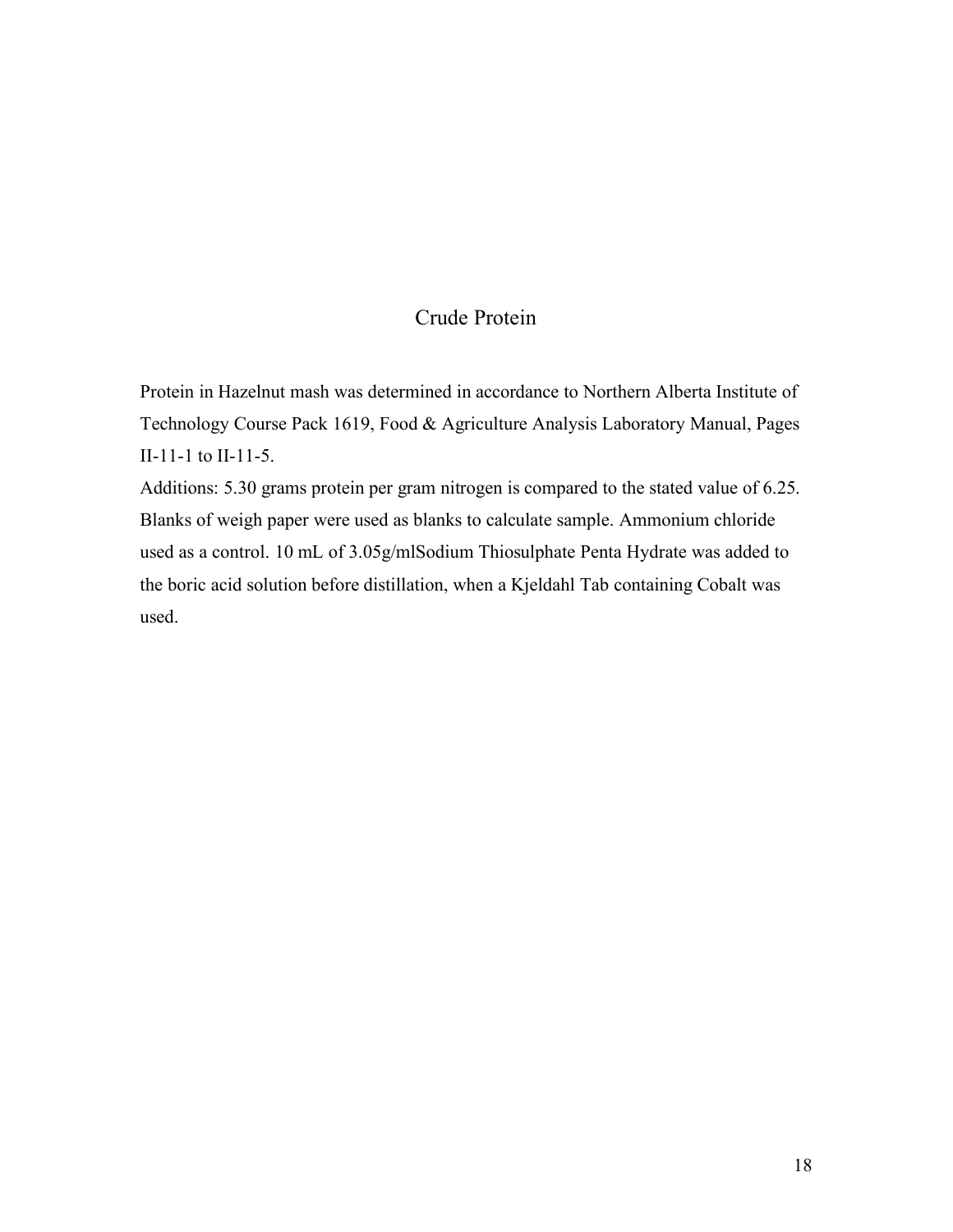# Crude Protein

Protein in Hazelnut mash was determined in accordance to Northern Alberta Institute of Technology Course Pack 1619, Food & Agriculture Analysis Laboratory Manual, Pages II-11-1 to II-11-5.

Additions: 5.30 grams protein per gram nitrogen is compared to the stated value of 6.25. Blanks of weigh paper were used as blanks to calculate sample. Ammonium chloride used as a control. 10 mL of 3.05g/mlSodium Thiosulphate Penta Hydrate was added to the boric acid solution before distillation, when a Kjeldahl Tab containing Cobalt was used.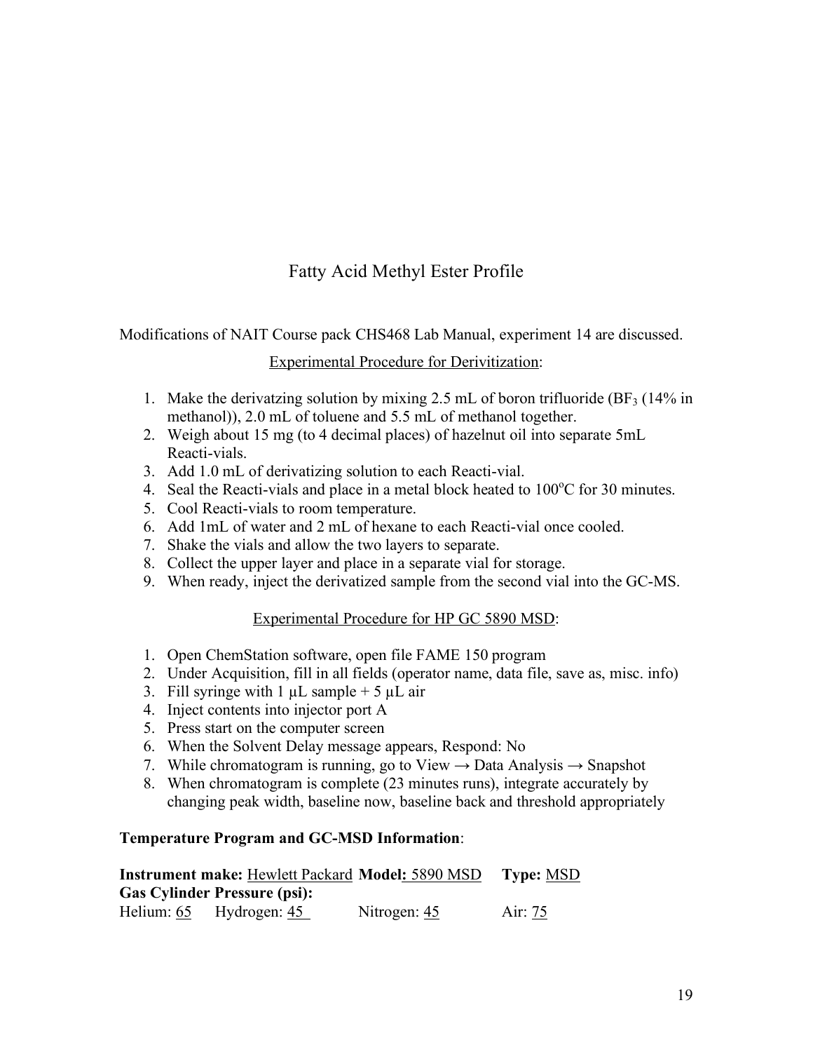# Fatty Acid Methyl Ester Profile

Modifications of NAIT Course pack CHS468 Lab Manual, experiment 14 are discussed.

## Experimental Procedure for Derivitization:

1. Make the derivatzing solution by mixing 2.5 mL of boron trifluoride ($BF_3$ (14% in methanol)), 2.0 mL of toluene and 5.5 mL of methanol together.
2. Weigh about 15 mg (to 4 decimal places) of hazelnut oil into separate 5mL Reacti-vials.
3. Add 1.0 mL of derivatizing solution to each Reacti-vial.
4. Seal the Reacti-vials and place in a metal block heated to 100°C for 30 minutes.
5. Cool Reacti-vials to room temperature.
6. Add 1mL of water and 2 mL of hexane to each Reacti-vial once cooled.
7. Shake the vials and allow the two layers to separate.
8. Collect the upper layer and place in a separate vial for storage.
9. When ready, inject the derivatized sample from the second vial into the GC-MS.

## Experimental Procedure for HP GC 5890 MSD:

1. Open ChemStation software, open file FAME 150 program
2. Under Acquisition, fill in all fields (operator name, data file, save as, misc. info)
3. Fill syringe with 1 μL sample + 5 μL air
4. Inject contents into injector port A
5. Press start on the computer screen
6. When the Solvent Delay message appears, Respond: No
7. While chromatogram is running, go to View → Data Analysis → Snapshot
8. When chromatogram is complete (23 minutes runs), integrate accurately by changing peak width, baseline now, baseline back and threshold appropriately

**Temperature Program and GC-MSD Information**:

**Instrument make:** Hewlett Packard **Model:** 5890 MSD **Type:** MSD

**Gas Cylinder Pressure (psi):**

Helium: 65 Hydrogen: 45 Nitrogen: 45 Air: 75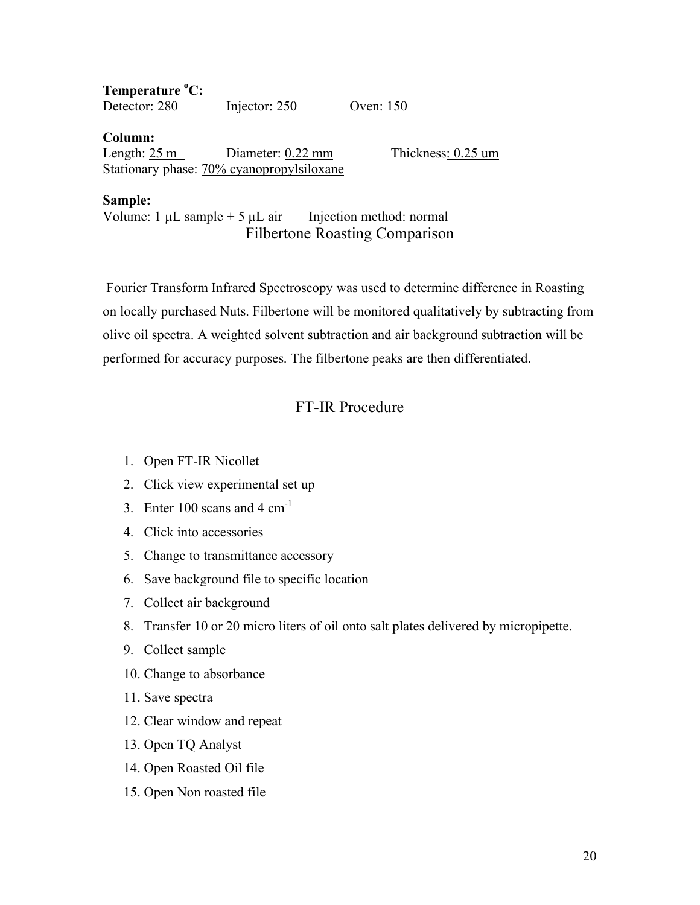**Temperature °C:**
Detector: 280 Injector: 250 Oven: 150

**Column:**
Length: 25 m Diameter: 0.22 mm Thickness: 0.25 um
Stationary phase: 70% cyanopropylsiloxane

**Sample:**
Volume: 1 μL sample + 5 μL air Injection method: normal

## Filbertone Roasting Comparison

Fourier Transform Infrared Spectroscopy was used to determine difference in Roasting on locally purchased Nuts. Filbertone will be monitored qualitatively by subtracting from olive oil spectra. A weighted solvent subtraction and air background subtraction will be performed for accuracy purposes. The filbertone peaks are then differentiated.

## FT-IR Procedure

1. Open FT-IR Nicollet
2. Click view experimental set up
3. Enter 100 scans and 4 $cm^{-1}$
4. Click into accessories
5. Change to transmittance accessory
6. Save background file to specific location
7. Collect air background
8. Transfer 10 or 20 micro liters of oil onto salt plates delivered by micropipette.
9. Collect sample
10. Change to absorbance
11. Save spectra
12. Clear window and repeat
13. Open TQ Analyst
14. Open Roasted Oil file
15. Open Non roasted file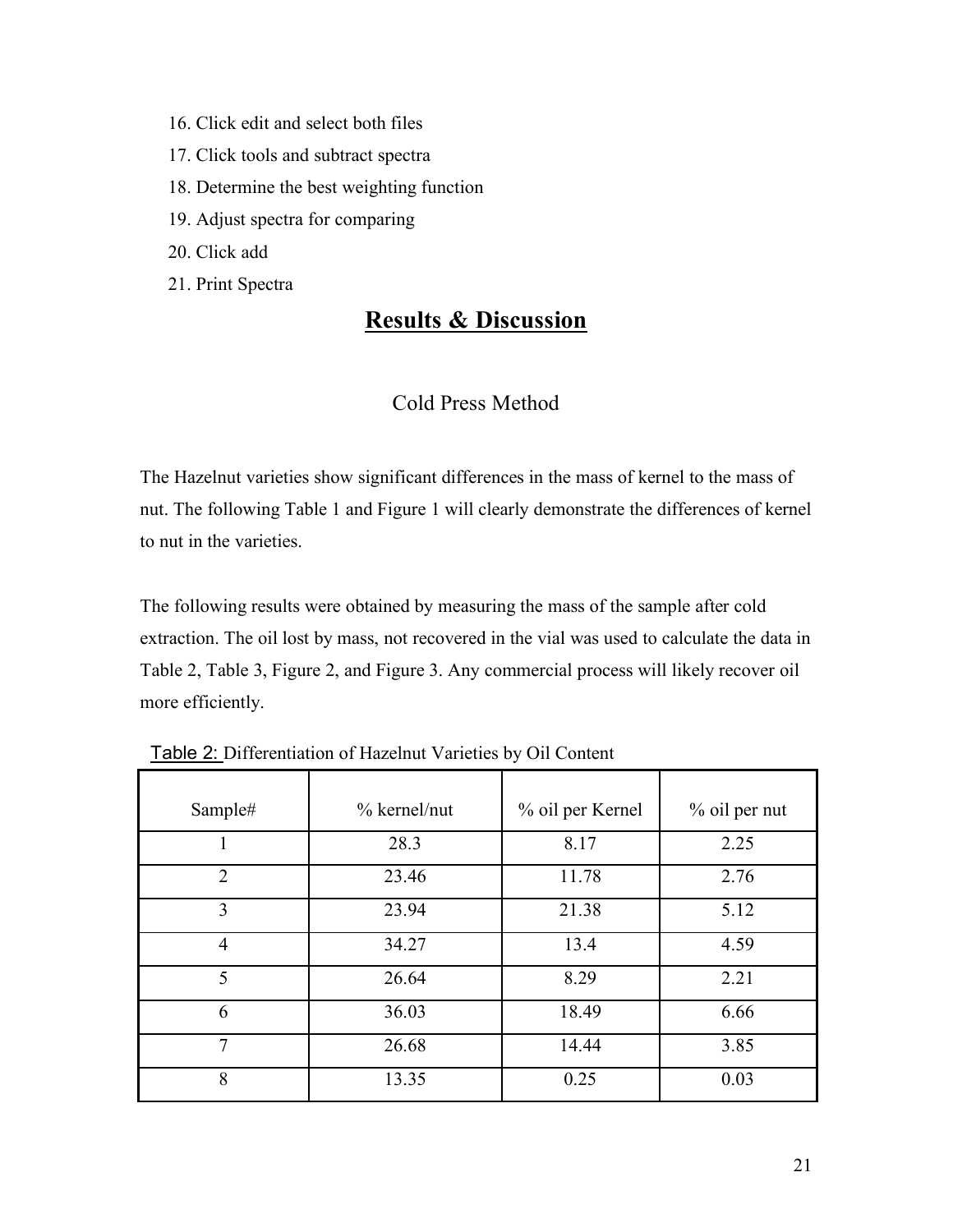16. Click edit and select both files
17. Click tools and subtract spectra
18. Determine the best weighting function
19. Adjust spectra for comparing
20. Click add
21. Print Spectra

# Results & Discussion

## Cold Press Method

The Hazelnut varieties show significant differences in the mass of kernel to the mass of nut. The following Table 1 and Figure 1 will clearly demonstrate the differences of kernel to nut in the varieties.

The following results were obtained by measuring the mass of the sample after cold extraction. The oil lost by mass, not recovered in the vial was used to calculate the data in Table 2, Table 3, Figure 2, and Figure 3. Any commercial process will likely recover oil more efficiently.

Table 2: Differentiation of Hazelnut Varieties by Oil Content

| Sample# | % kernel/nut | % oil per Kernel | % oil per nut |
|---|---|---|---|
| 1 | 28.3 | 8.17 | 2.25 |
| 2 | 23.46 | 11.78 | 2.76 |
| 3 | 23.94 | 21.38 | 5.12 |
| 4 | 34.27 | 13.4 | 4.59 |
| 5 | 26.64 | 8.29 | 2.21 |
| 6 | 36.03 | 18.49 | 6.66 |
| 7 | 26.68 | 14.44 | 3.85 |
| 8 | 13.35 | 0.25 | 0.03 |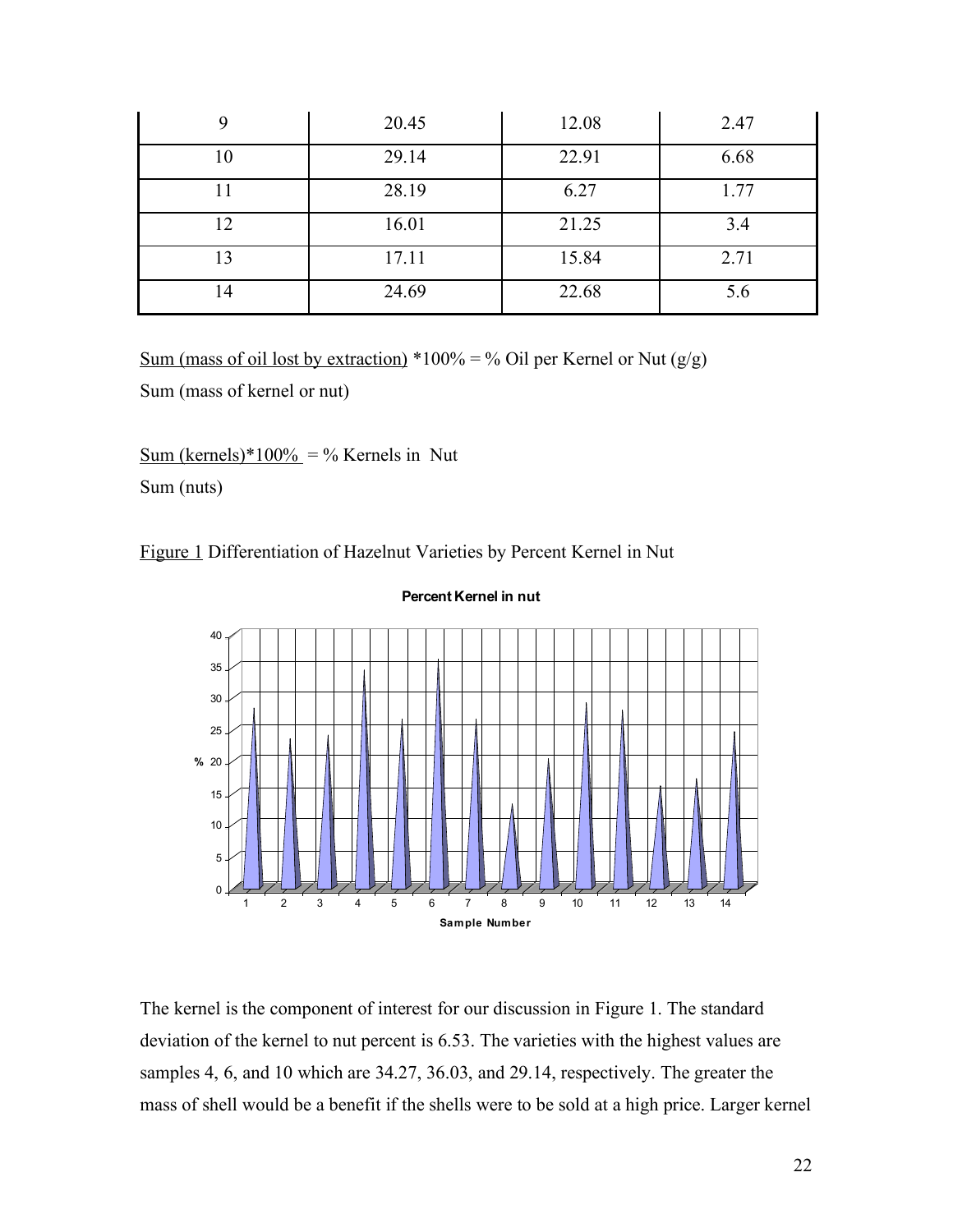| 9 | 20.45 | 12.08 | 2.47 |
|---|---|---|---|
| 10 | 29.14 | 22.91 | 6.68 |
| 11 | 28.19 | 6.27 | 1.77 |
| 12 | 16.01 | 21.25 | 3.4 |
| 13 | 17.11 | 15.84 | 2.71 |
| 14 | 24.69 | 22.68 | 5.6 |

$$\frac{\text{Sum (mass of oil lost by extraction)}}{\text{Sum (mass of kernel or nut)}} * 100\% = \%\text{ Oil per Kernel or Nut (g/g)}$$

$$\frac{\text{Sum (kernels)} * 100\%}{\text{Sum (nuts)}} = \%\text{ Kernels in Nut}$$

Figure 1 Differentiation of Hazelnut Varieties by Percent Kernel in Nut

The kernel is the component of interest for our discussion in Figure 1. The standard deviation of the kernel to nut percent is 6.53. The varieties with the highest values are samples 4, 6, and 10 which are 34.27, 36.03, and 29.14, respectively. The greater the mass of shell would be a benefit if the shells were to be sold at a high price. Larger kernel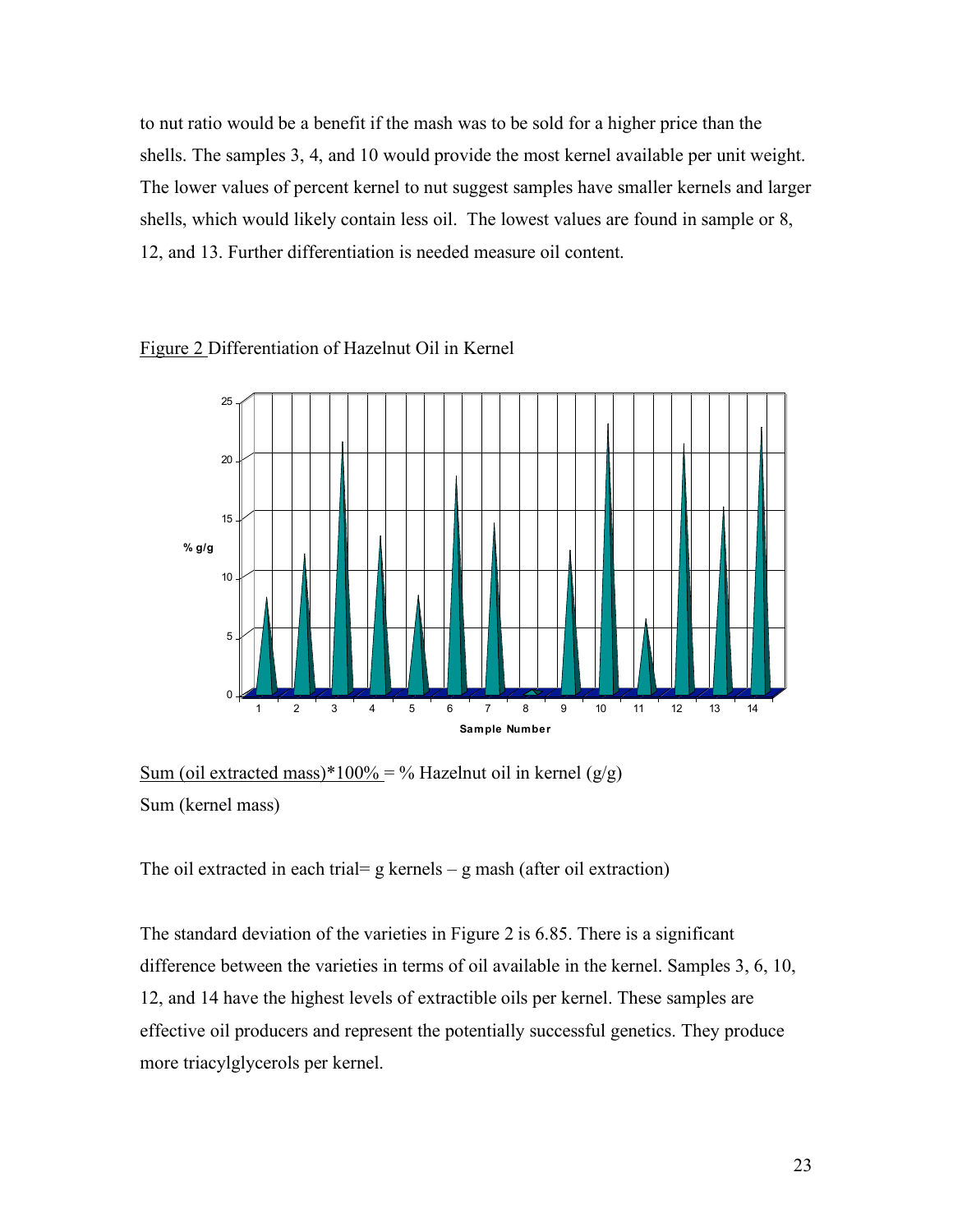to nut ratio would be a benefit if the mash was to be sold for a higher price than the shells. The samples 3, 4, and 10 would provide the most kernel available per unit weight. The lower values of percent kernel to nut suggest samples have smaller kernels and larger shells, which would likely contain less oil. The lowest values are found in sample or 8, 12, and 13. Further differentiation is needed measure oil content.

Figure 2 Differentiation of Hazelnut Oil in Kernel

$$\frac{\text{Sum (oil extracted mass)}*100\%}{\text{Sum (kernel mass)}} = \text{\% Hazelnut oil in kernel (g/g)}$$

The oil extracted in each trial= g kernels – g mash (after oil extraction)

The standard deviation of the varieties in Figure 2 is 6.85. There is a significant difference between the varieties in terms of oil available in the kernel. Samples 3, 6, 10, 12, and 14 have the highest levels of extractible oils per kernel. These samples are effective oil producers and represent the potentially successful genetics. They produce more triacylglycerols per kernel.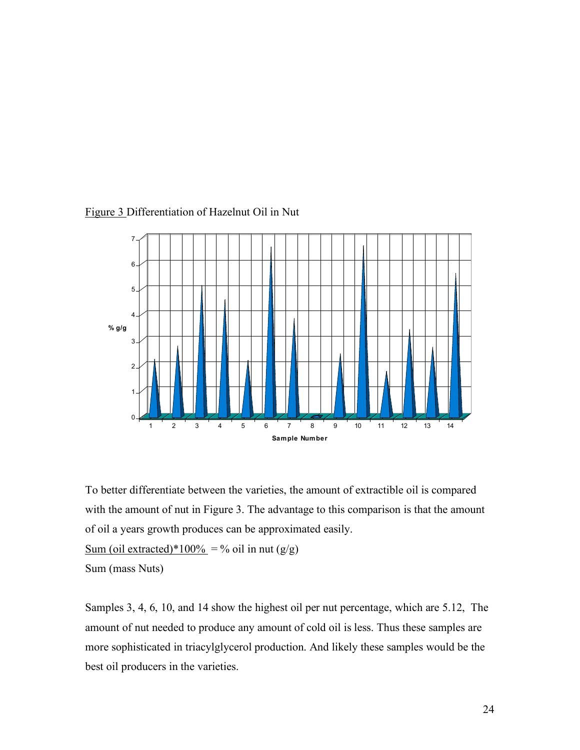Figure 3 Differentiation of Hazelnut Oil in Nut

To better differentiate between the varieties, the amount of extractible oil is compared with the amount of nut in Figure 3. The advantage to this comparison is that the amount of oil a years growth produces can be approximated easily.

$$\frac{\text{Sum (oil extracted)}*100\%}{\text{Sum (mass Nuts)}} = \%\ \text{oil in nut (g/g)}$$

Samples 3, 4, 6, 10, and 14 show the highest oil per nut percentage, which are 5.12, The amount of nut needed to produce any amount of cold oil is less. Thus these samples are more sophisticated in triacylglycerol production. And likely these samples would be the best oil producers in the varieties.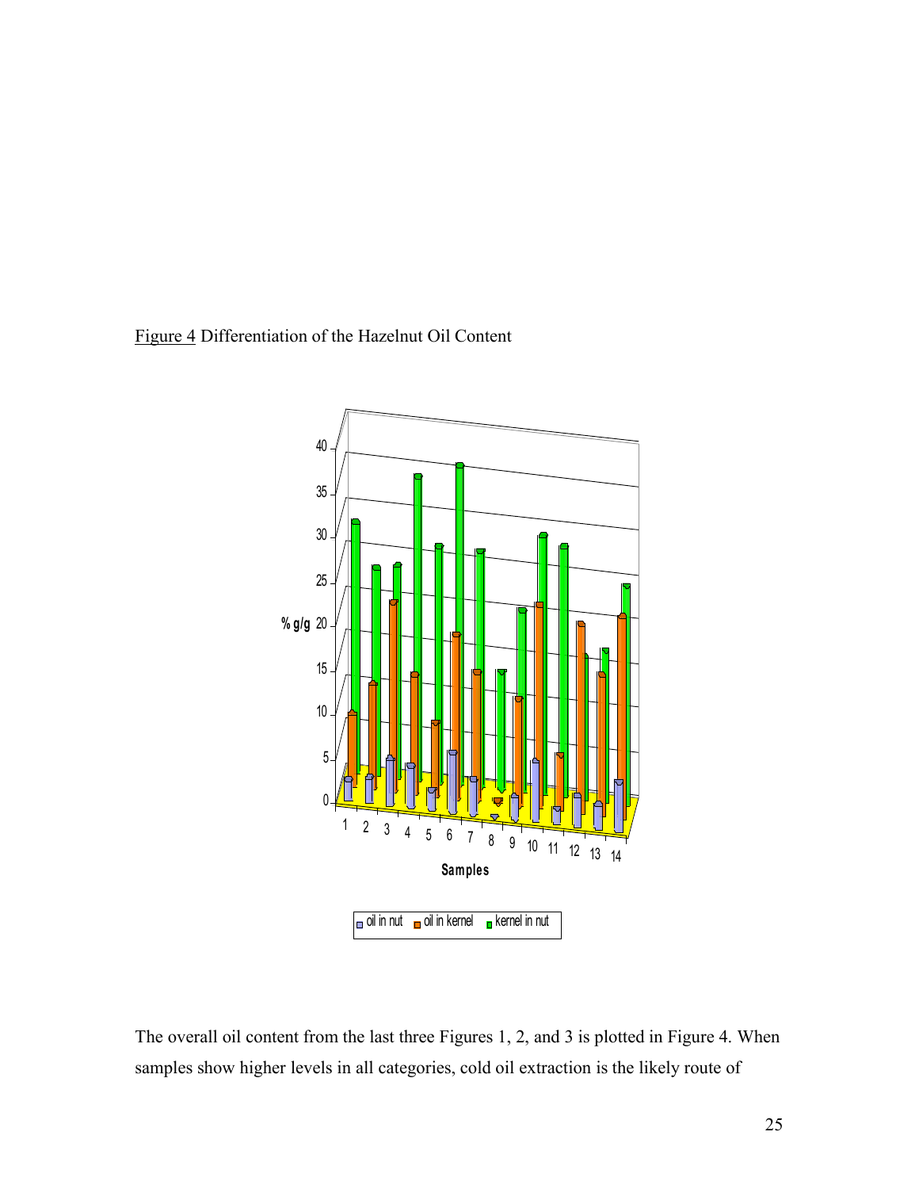Figure 4 Differentiation of the Hazelnut Oil Content

The overall oil content from the last three Figures 1, 2, and 3 is plotted in Figure 4. When samples show higher levels in all categories, cold oil extraction is the likely route of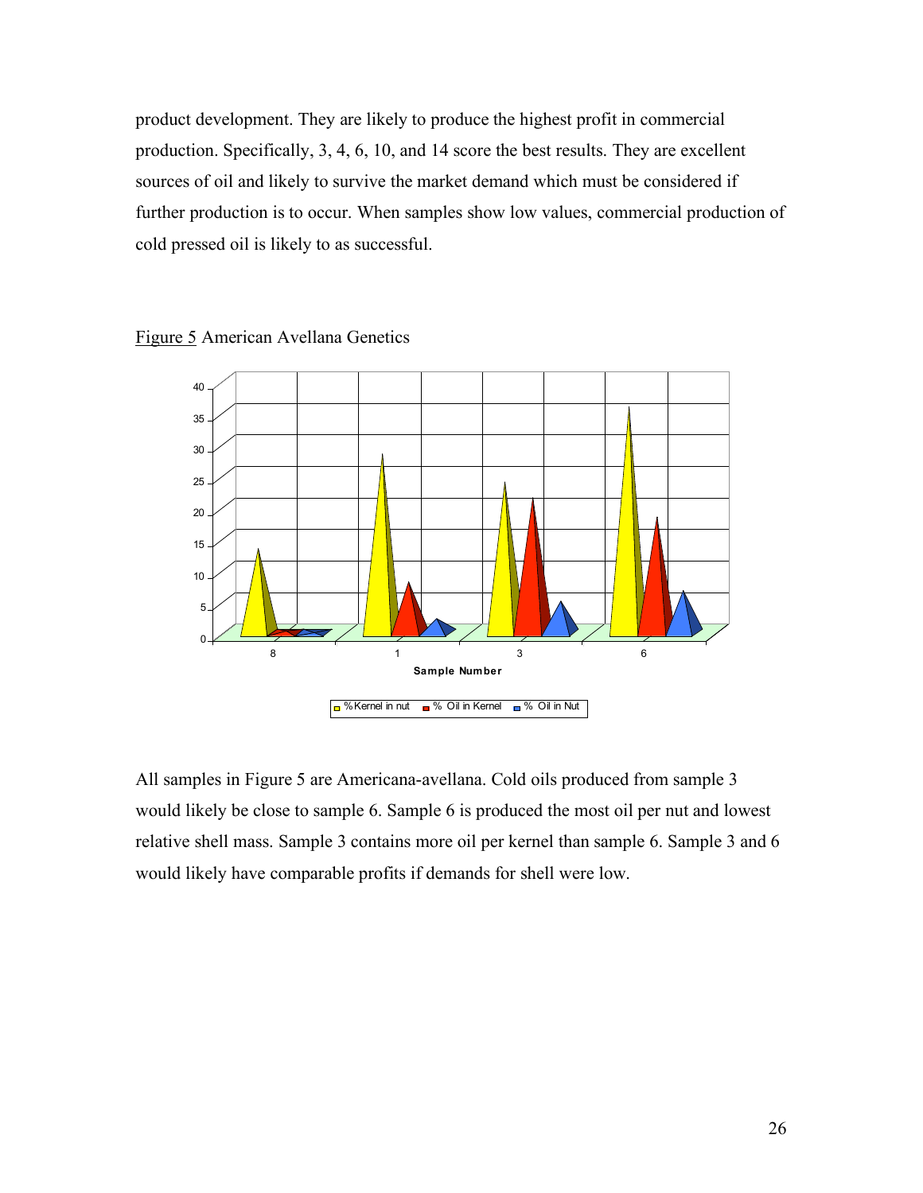product development. They are likely to produce the highest profit in commercial production. Specifically, 3, 4, 6, 10, and 14 score the best results. They are excellent sources of oil and likely to survive the market demand which must be considered if further production is to occur. When samples show low values, commercial production of cold pressed oil is likely to as successful.

Figure 5 American Avellana Genetics

All samples in Figure 5 are Americana-avellana. Cold oils produced from sample 3 would likely be close to sample 6. Sample 6 is produced the most oil per nut and lowest relative shell mass. Sample 3 contains more oil per kernel than sample 6. Sample 3 and 6 would likely have comparable profits if demands for shell were low.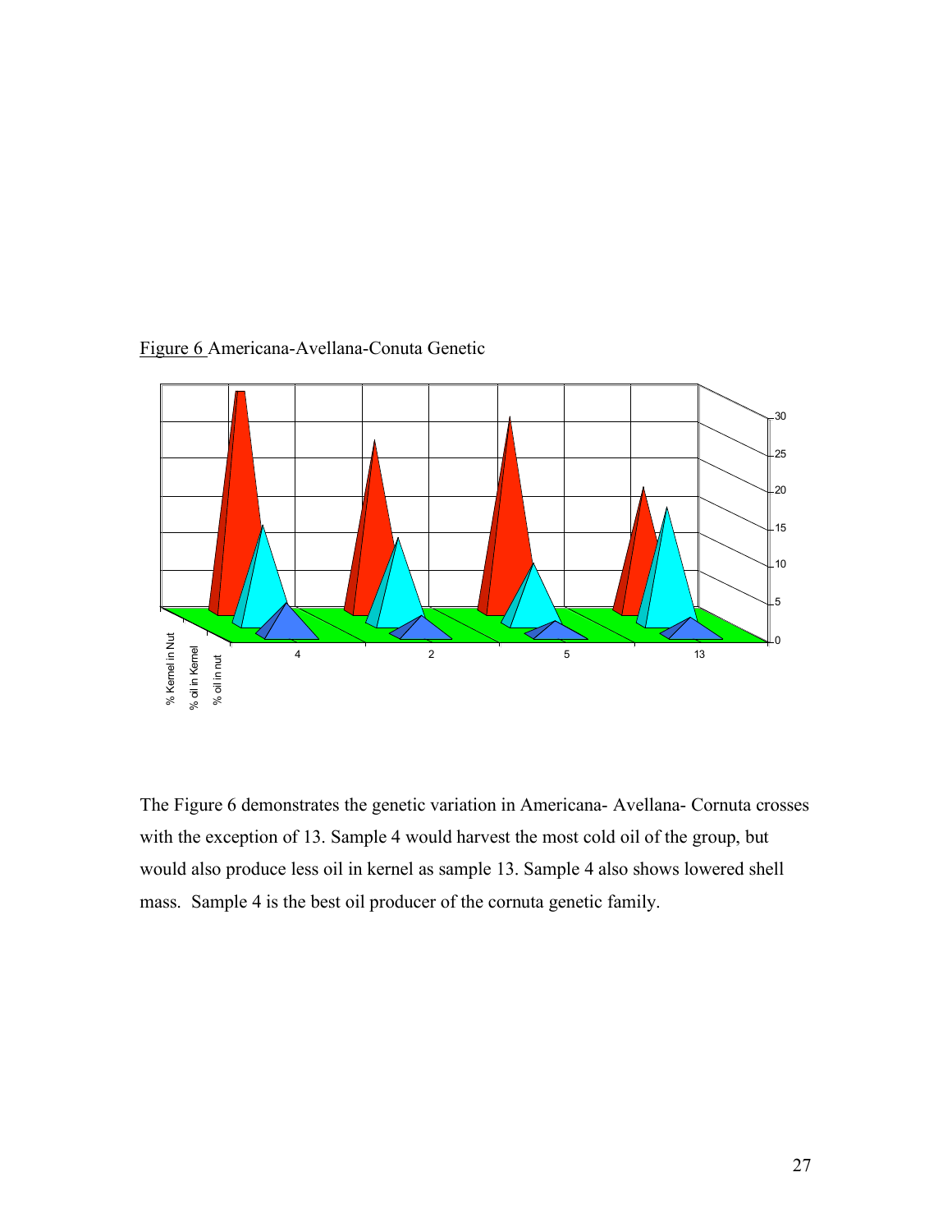Figure 6 Americana-Avellana-Conuta Genetic

The Figure 6 demonstrates the genetic variation in Americana- Avellana- Cornuta crosses with the exception of 13. Sample 4 would harvest the most cold oil of the group, but would also produce less oil in kernel as sample 13. Sample 4 also shows lowered shell mass. Sample 4 is the best oil producer of the cornuta genetic family.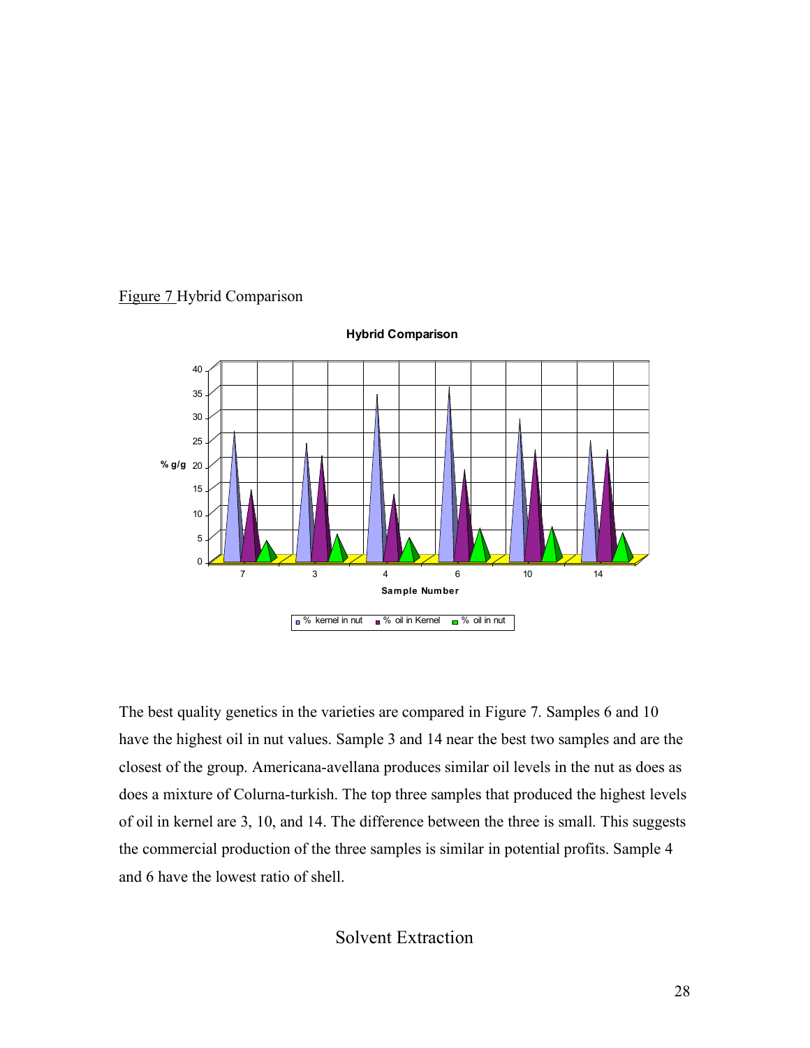Figure 7 Hybrid Comparison

The best quality genetics in the varieties are compared in Figure 7. Samples 6 and 10 have the highest oil in nut values. Sample 3 and 14 near the best two samples and are the closest of the group. Americana-avellana produces similar oil levels in the nut as does as does a mixture of Colurna-turkish. The top three samples that produced the highest levels of oil in kernel are 3, 10, and 14. The difference between the three is small. This suggests the commercial production of the three samples is similar in potential profits. Sample 4 and 6 have the lowest ratio of shell.

## Solvent Extraction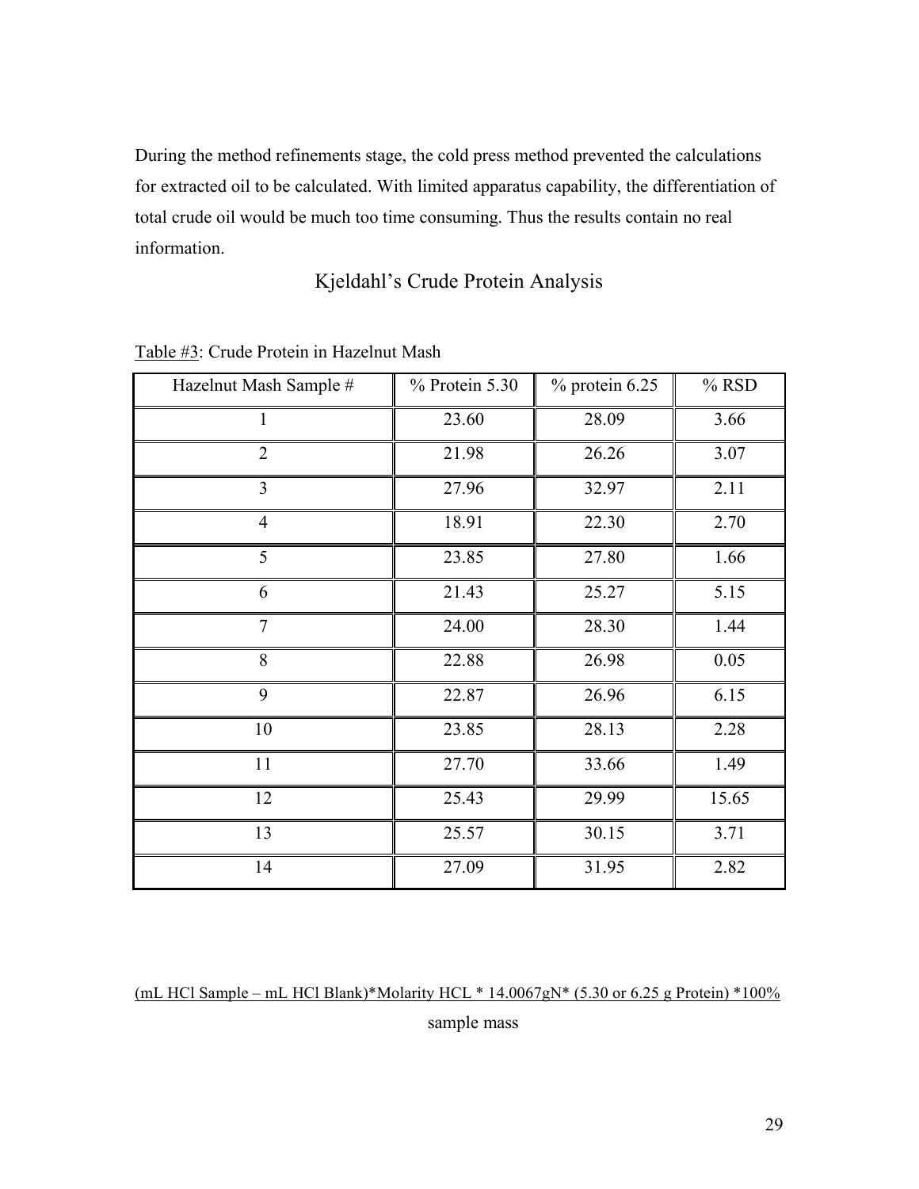During the method refinements stage, the cold press method prevented the calculations for extracted oil to be calculated. With limited apparatus capability, the differentiation of total crude oil would be much too time consuming. Thus the results contain no real information.

## Kjeldahl's Crude Protein Analysis

Table #3: Crude Protein in Hazelnut Mash

| Hazelnut Mash Sample # | % Protein 5.30 | % protein 6.25 | % RSD |
|---|---|---|---|
| 1 | 23.60 | 28.09 | 3.66 |
| 2 | 21.98 | 26.26 | 3.07 |
| 3 | 27.96 | 32.97 | 2.11 |
| 4 | 18.91 | 22.30 | 2.70 |
| 5 | 23.85 | 27.80 | 1.66 |
| 6 | 21.43 | 25.27 | 5.15 |
| 7 | 24.00 | 28.30 | 1.44 |
| 8 | 22.88 | 26.98 | 0.05 |
| 9 | 22.87 | 26.96 | 6.15 |
| 10 | 23.85 | 28.13 | 2.28 |
| 11 | 27.70 | 33.66 | 1.49 |
| 12 | 25.43 | 29.99 | 15.65 |
| 13 | 25.57 | 30.15 | 3.71 |
| 14 | 27.09 | 31.95 | 2.82 |

$$\frac{(\text{mL HCl Sample} - \text{mL HCl Blank}) * \text{Molarity HCL} * 14.0067\text{gN} * (5.30 \text{ or } 6.25 \text{ g Protein}) * 100\%}{\text{sample mass}}$$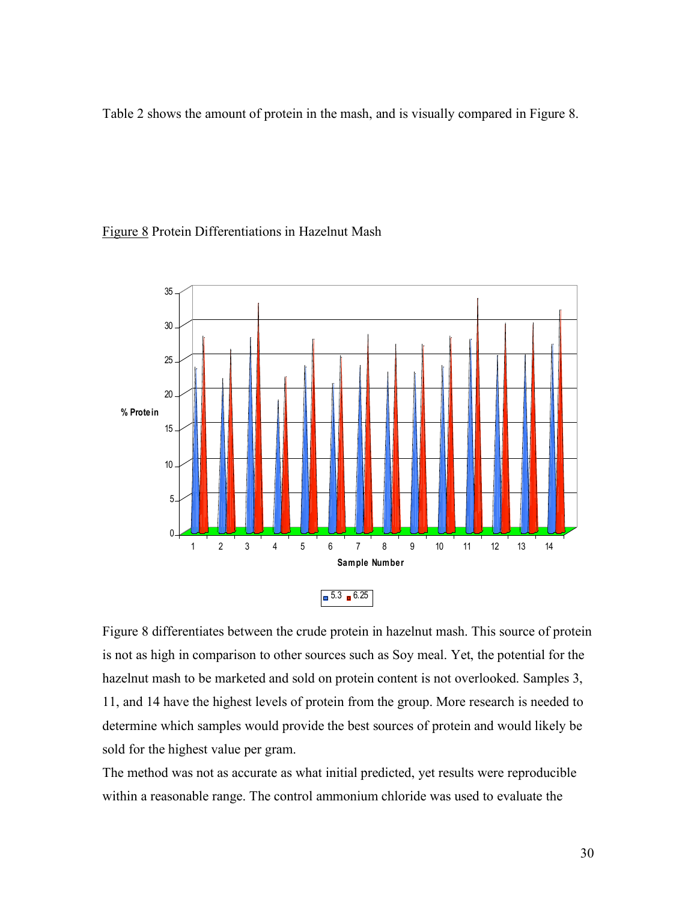Table 2 shows the amount of protein in the mash, and is visually compared in Figure 8.

<u>Figure 8</u> Protein Differentiations in Hazelnut Mash

Figure 8 differentiates between the crude protein in hazelnut mash. This source of protein is not as high in comparison to other sources such as Soy meal. Yet, the potential for the hazelnut mash to be marketed and sold on protein content is not overlooked. Samples 3, 11, and 14 have the highest levels of protein from the group. More research is needed to determine which samples would provide the best sources of protein and would likely be sold for the highest value per gram.

The method was not as accurate as what initial predicted, yet results were reproducible within a reasonable range. The control ammonium chloride was used to evaluate the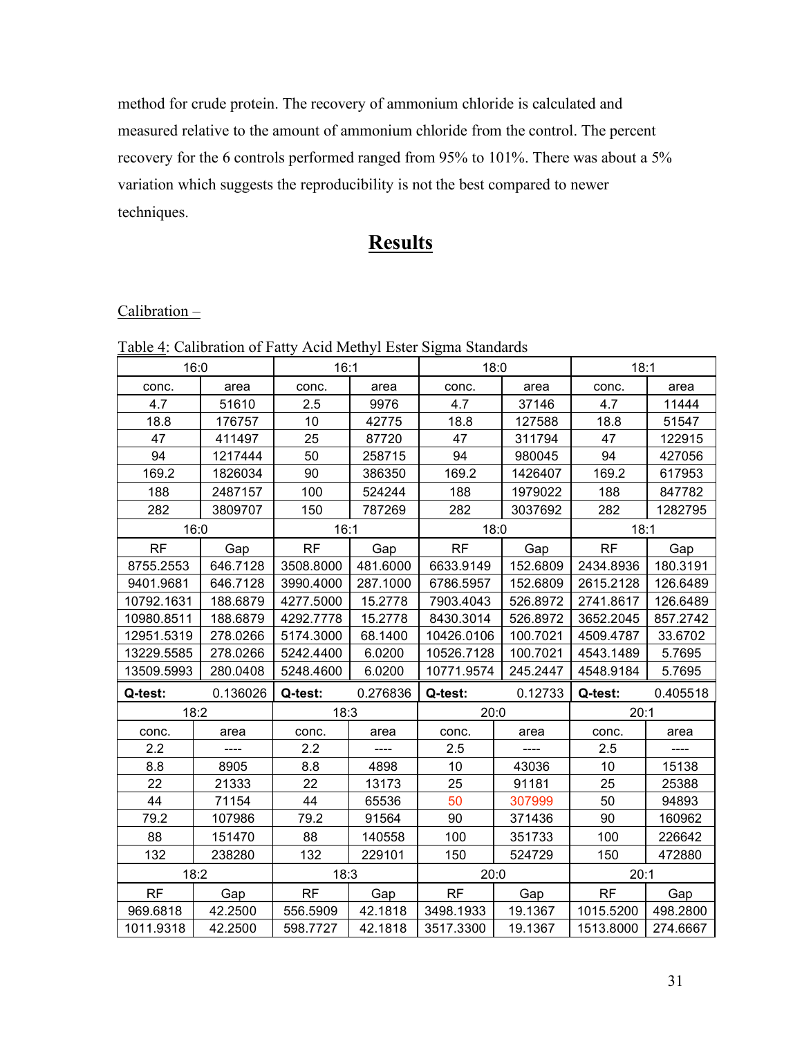method for crude protein. The recovery of ammonium chloride is calculated and measured relative to the amount of ammonium chloride from the control. The percent recovery for the 6 controls performed ranged from 95% to 101%. There was about a 5% variation which suggests the reproducibility is not the best compared to newer techniques.

# Results

Calibration –

Table 4: Calibration of Fatty Acid Methyl Ester Sigma Standards

| 16:0 | | 16:1 | | 18:0 | | 18:1 | |
|---|---|---|---|---|---|---|---|
| conc. | area | conc. | area | conc. | area | conc. | area |
| 4.7 | 51610 | 2.5 | 9976 | 4.7 | 37146 | 4.7 | 11444 |
| 18.8 | 176757 | 10 | 42775 | 18.8 | 127588 | 18.8 | 51547 |
| 47 | 411497 | 25 | 87720 | 47 | 311794 | 47 | 122915 |
| 94 | 1217444 | 50 | 258715 | 94 | 980045 | 94 | 427056 |
| 169.2 | 1826034 | 90 | 386350 | 169.2 | 1426407 | 169.2 | 617953 |
| 188 | 2487157 | 100 | 524244 | 188 | 1979022 | 188 | 847782 |
| 282 | 3809707 | 150 | 787269 | 282 | 3037692 | 282 | 1282795 |
| 16:0 | | 16:1 | | 18:0 | | 18:1 | |
| RF | Gap | RF | Gap | RF | Gap | RF | Gap |
| 8755.2553 | 646.7128 | 3508.8000 | 481.6000 | 6633.9149 | 152.6809 | 2434.8936 | 180.3191 |
| 9401.9681 | 646.7128 | 3990.4000 | 287.1000 | 6786.5957 | 152.6809 | 2615.2128 | 126.6489 |
| 10792.1631 | 188.6879 | 4277.5000 | 15.2778 | 7903.4043 | 526.8972 | 2741.8617 | 126.6489 |
| 10980.8511 | 188.6879 | 4292.7778 | 15.2778 | 8430.3014 | 526.8972 | 3652.2045 | 857.2742 |
| 12951.5319 | 278.0266 | 5174.3000 | 68.1400 | 10426.0106 | 100.7021 | 4509.4787 | 33.6702 |
| 13229.5585 | 278.0266 | 5242.4400 | 6.0200 | 10526.7128 | 100.7021 | 4543.1489 | 5.7695 |
| 13509.5993 | 280.0408 | 5248.4600 | 6.0200 | 10771.9574 | 245.2447 | 4548.9184 | 5.7695 |
| **Q-test:** | 0.136026 | **Q-test:** | 0.276836 | **Q-test:** | 0.12733 | **Q-test:** | 0.405518 |
| 18:2 | | 18:3 | | 20:0 | | 20:1 | |
| conc. | area | conc. | area | conc. | area | conc. | area |
| 2.2 | ---- | 2.2 | ---- | 2.5 | ---- | 2.5 | ---- |
| 8.8 | 8905 | 8.8 | 4898 | 10 | 43036 | 10 | 15138 |
| 22 | 21333 | 22 | 13173 | 25 | 91181 | 25 | 25388 |
| 44 | 71154 | 44 | 65536 | 50 | 307999 | 50 | 94893 |
| 79.2 | 107986 | 79.2 | 91564 | 90 | 371436 | 90 | 160962 |
| 88 | 151470 | 88 | 140558 | 100 | 351733 | 100 | 226642 |
| 132 | 238280 | 132 | 229101 | 150 | 524729 | 150 | 472880 |
| 18:2 | | 18:3 | | 20:0 | | 20:1 | |
| RF | Gap | RF | Gap | RF | Gap | RF | Gap |
| 969.6818 | 42.2500 | 556.5909 | 42.1818 | 3498.1933 | 19.1367 | 1015.5200 | 498.2800 |
| 1011.9318 | 42.2500 | 598.7727 | 42.1818 | 3517.3300 | 19.1367 | 1513.8000 | 274.6667 |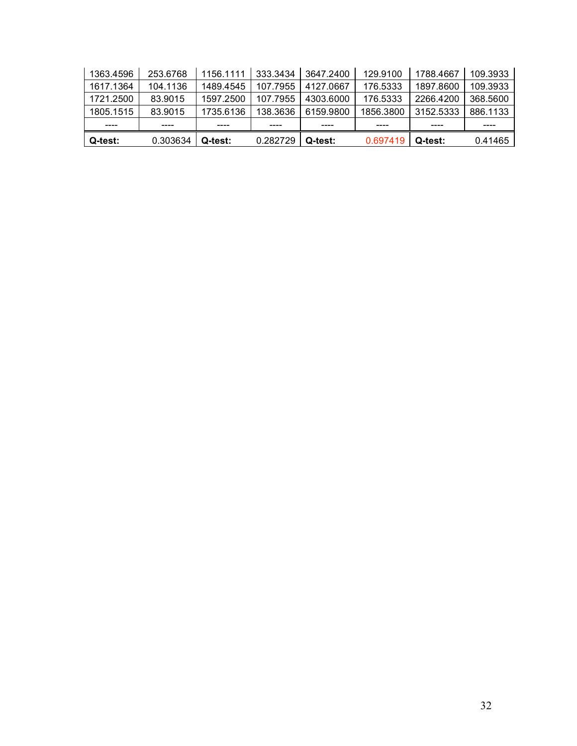| | | | | | | | |
|---|---|---|---|---|---|---|---|
| 1363.4596 | 253.6768 | 1156.1111 | 333.3434 | 3647.2400 | 129.9100 | 1788.4667 | 109.3933 |
| 1617.1364 | 104.1136 | 1489.4545 | 107.7955 | 4127.0667 | 176.5333 | 1897.8600 | 109.3933 |
| 1721.2500 | 83.9015 | 1597.2500 | 107.7955 | 4303.6000 | 176.5333 | 2266.4200 | 368.5600 |
| 1805.1515 | 83.9015 | 1735.6136 | 138.3636 | 6159.9800 | 1856.3800 | 3152.5333 | 886.1133 |
| ---- | ---- | ---- | ---- | ---- | ---- | ---- | ---- |
| **Q-test:** | 0.303634 | **Q-test:** | 0.282729 | **Q-test:** | 0.697419 | **Q-test:** | 0.41465 |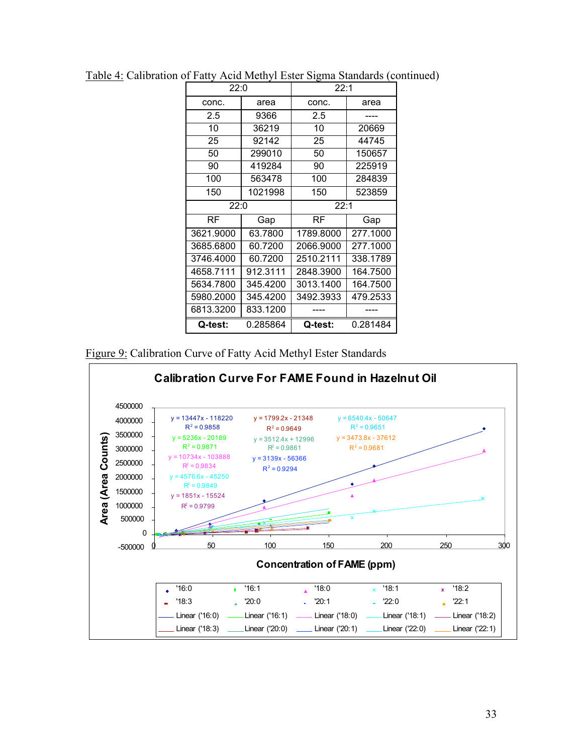Table 4: Calibration of Fatty Acid Methyl Ester Sigma Standards (continued)

| 22:0 | | 22:1 | |
|---|---|---|---|
| conc. | area | conc. | area |
| 2.5 | 9366 | 2.5 | ---- |
| 10 | 36219 | 10 | 20669 |
| 25 | 92142 | 25 | 44745 |
| 50 | 299010 | 50 | 150657 |
| 90 | 419284 | 90 | 225919 |
| 100 | 563478 | 100 | 284839 |
| 150 | 1021998 | 150 | 523859 |
| **22:0** | | **22:1** | |
| RF | Gap | RF | Gap |
| 3621.9000 | 63.7800 | 1789.8000 | 277.1000 |
| 3685.6800 | 60.7200 | 2066.9000 | 277.1000 |
| 3746.4000 | 60.7200 | 2510.2111 | 338.1789 |
| 4658.7111 | 912.3111 | 2848.3900 | 164.7500 |
| 5634.7800 | 345.4200 | 3013.1400 | 164.7500 |
| 5980.2000 | 345.4200 | 3492.3933 | 479.2533 |
| 6813.3200 | 833.1200 | ---- | ---- |
| **Q-test:** | 0.285864 | **Q-test:** | 0.281484 |

Figure 9: Calibration Curve of Fatty Acid Methyl Ester Standards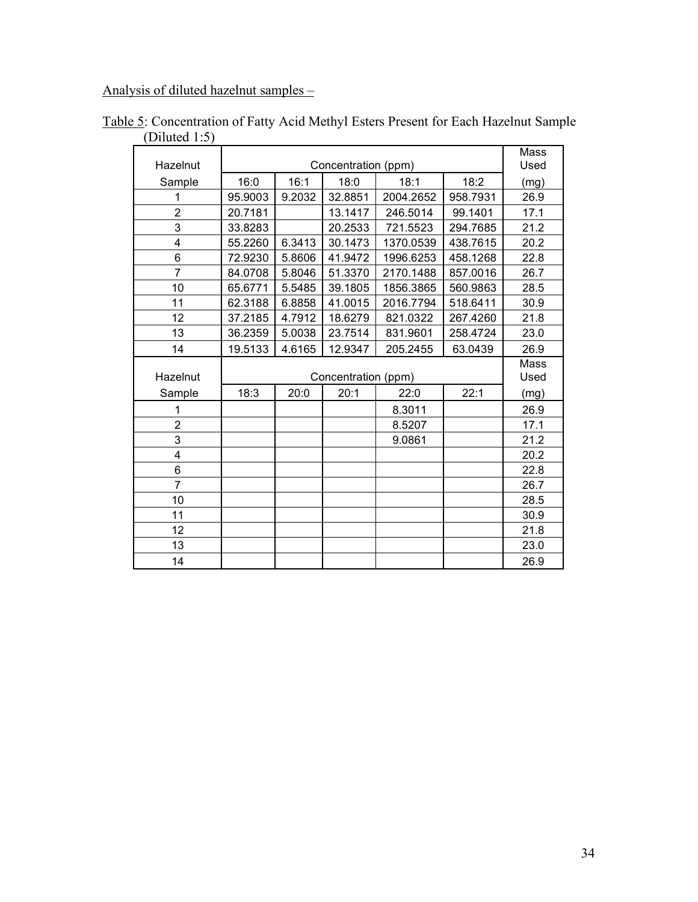Analysis of diluted hazelnut samples –

Table 5: Concentration of Fatty Acid Methyl Esters Present for Each Hazelnut Sample (Diluted 1:5)

| Hazelnut | Concentration (ppm) | | | | | Mass Used |
|---|---|---|---|---|---|---|
| Sample | 16:0 | 16:1 | 18:0 | 18:1 | 18:2 | (mg) |
| 1 | 95.9003 | 9.2032 | 32.8851 | 2004.2652 | 958.7931 | 26.9 |
| 2 | 20.7181 | | 13.1417 | 246.5014 | 99.1401 | 17.1 |
| 3 | 33.8283 | | 20.2533 | 721.5523 | 294.7685 | 21.2 |
| 4 | 55.2260 | 6.3413 | 30.1473 | 1370.0539 | 438.7615 | 20.2 |
| 6 | 72.9230 | 5.8606 | 41.9472 | 1996.6253 | 458.1268 | 22.8 |
| 7 | 84.0708 | 5.8046 | 51.3370 | 2170.1488 | 857.0016 | 26.7 |
| 10 | 65.6771 | 5.5485 | 39.1805 | 1856.3865 | 560.9863 | 28.5 |
| 11 | 62.3188 | 6.8858 | 41.0015 | 2016.7794 | 518.6411 | 30.9 |
| 12 | 37.2185 | 4.7912 | 18.6279 | 821.0322 | 267.4260 | 21.8 |
| 13 | 36.2359 | 5.0038 | 23.7514 | 831.9601 | 258.4724 | 23.0 |
| 14 | 19.5133 | 4.6165 | 12.9347 | 205.2455 | 63.0439 | 26.9 |
| Hazelnut | Concentration (ppm) | | | | | Mass Used |
| Sample | 18:3 | 20:0 | 20:1 | 22:0 | 22:1 | (mg) |
| 1 | | | | 8.3011 | | 26.9 |
| 2 | | | | 8.5207 | | 17.1 |
| 3 | | | | 9.0861 | | 21.2 |
| 4 | | | | | | 20.2 |
| 6 | | | | | | 22.8 |
| 7 | | | | | | 26.7 |
| 10 | | | | | | 28.5 |
| 11 | | | | | | 30.9 |
| 12 | | | | | | 21.8 |
| 13 | | | | | | 23.0 |
| 14 | | | | | | 26.9 |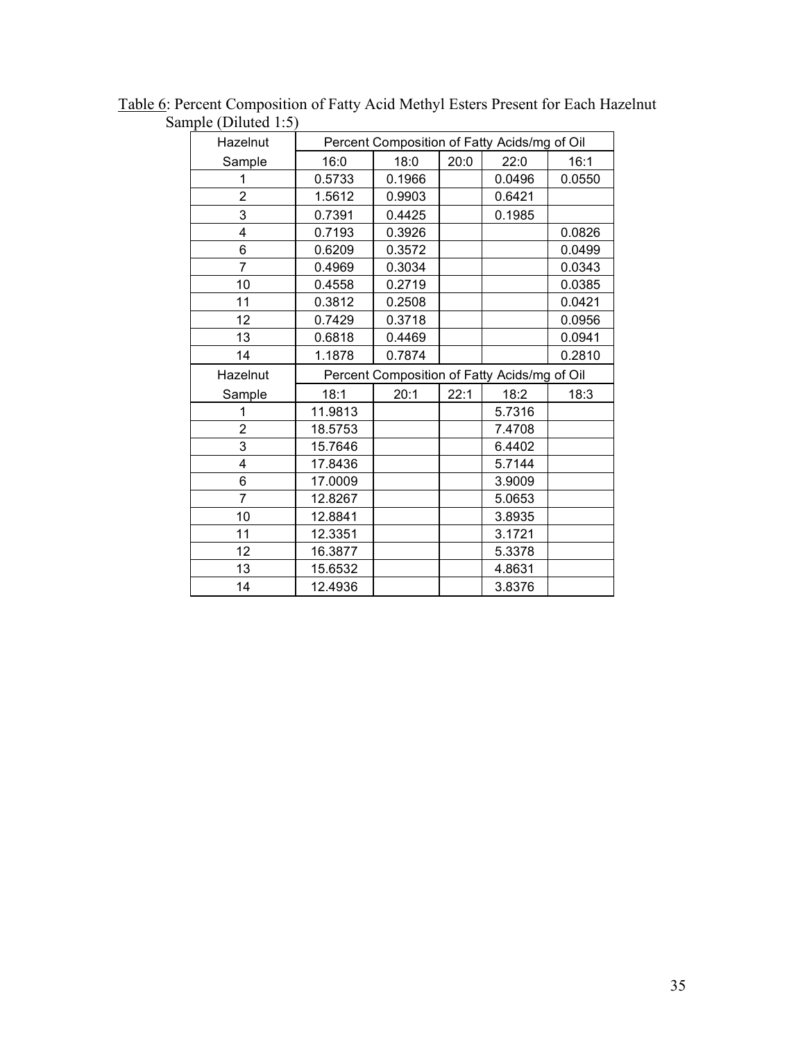Table 6: Percent Composition of Fatty Acid Methyl Esters Present for Each Hazelnut Sample (Diluted 1:5)

| Hazelnut | Percent Composition of Fatty Acids/mg of Oil | | | | |
|---|---|---|---|---|---|
| Sample | 16:0 | 18:0 | 20:0 | 22:0 | 16:1 |
| 1 | 0.5733 | 0.1966 | | 0.0496 | 0.0550 |
| 2 | 1.5612 | 0.9903 | | 0.6421 | |
| 3 | 0.7391 | 0.4425 | | 0.1985 | |
| 4 | 0.7193 | 0.3926 | | | 0.0826 |
| 6 | 0.6209 | 0.3572 | | | 0.0499 |
| 7 | 0.4969 | 0.3034 | | | 0.0343 |
| 10 | 0.4558 | 0.2719 | | | 0.0385 |
| 11 | 0.3812 | 0.2508 | | | 0.0421 |
| 12 | 0.7429 | 0.3718 | | | 0.0956 |
| 13 | 0.6818 | 0.4469 | | | 0.0941 |
| 14 | 1.1878 | 0.7874 | | | 0.2810 |
| Hazelnut | Percent Composition of Fatty Acids/mg of Oil | | | | |
| Sample | 18:1 | 20:1 | 22:1 | 18:2 | 18:3 |
| 1 | 11.9813 | | | 5.7316 | |
| 2 | 18.5753 | | | 7.4708 | |
| 3 | 15.7646 | | | 6.4402 | |
| 4 | 17.8436 | | | 5.7144 | |
| 6 | 17.0009 | | | 3.9009 | |
| 7 | 12.8267 | | | 5.0653 | |
| 10 | 12.8841 | | | 3.8935 | |
| 11 | 12.3351 | | | 3.1721 | |
| 12 | 16.3877 | | | 5.3378 | |
| 13 | 15.6532 | | | 4.8631 | |
| 14 | 12.4936 | | | 3.8376 | |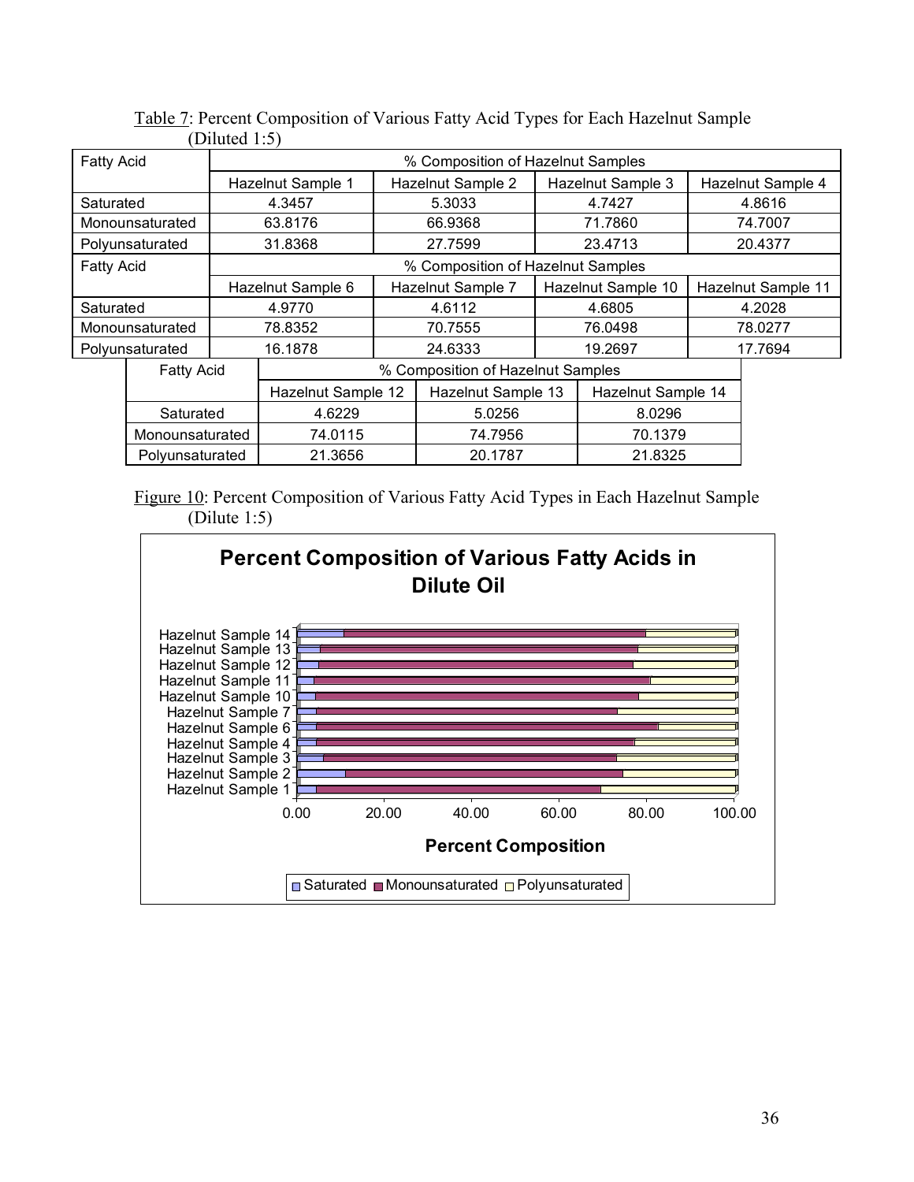Table 7: Percent Composition of Various Fatty Acid Types for Each Hazelnut Sample (Diluted 1:5)

| Fatty Acid | % Composition of Hazelnut Samples | | | |
|---|---|---|---|---|
| | Hazelnut Sample 1 | Hazelnut Sample 2 | Hazelnut Sample 3 | Hazelnut Sample 4 |
| Saturated | 4.3457 | 5.3033 | 4.7427 | 4.8616 |
| Monounsaturated | 63.8176 | 66.9368 | 71.7860 | 74.7007 |
| Polyunsaturated | 31.8368 | 27.7599 | 23.4713 | 20.4377 |
| Fatty Acid | % Composition of Hazelnut Samples | | | |
| | Hazelnut Sample 6 | Hazelnut Sample 7 | Hazelnut Sample 10 | Hazelnut Sample 11 |
| Saturated | 4.9770 | 4.6112 | 4.6805 | 4.2028 |
| Monounsaturated | 78.8352 | 70.7555 | 76.0498 | 78.0277 |
| Polyunsaturated | 16.1878 | 24.6333 | 19.2697 | 17.7694 |

| Fatty Acid | % Composition of Hazelnut Samples | | |
|---|---|---|---|
| | Hazelnut Sample 12 | Hazelnut Sample 13 | Hazelnut Sample 14 |
| Saturated | 4.6229 | 5.0256 | 8.0296 |
| Monounsaturated | 74.0115 | 74.7956 | 70.1379 |
| Polyunsaturated | 21.3656 | 20.1787 | 21.8325 |

Figure 10: Percent Composition of Various Fatty Acid Types in Each Hazelnut Sample (Dilute 1:5)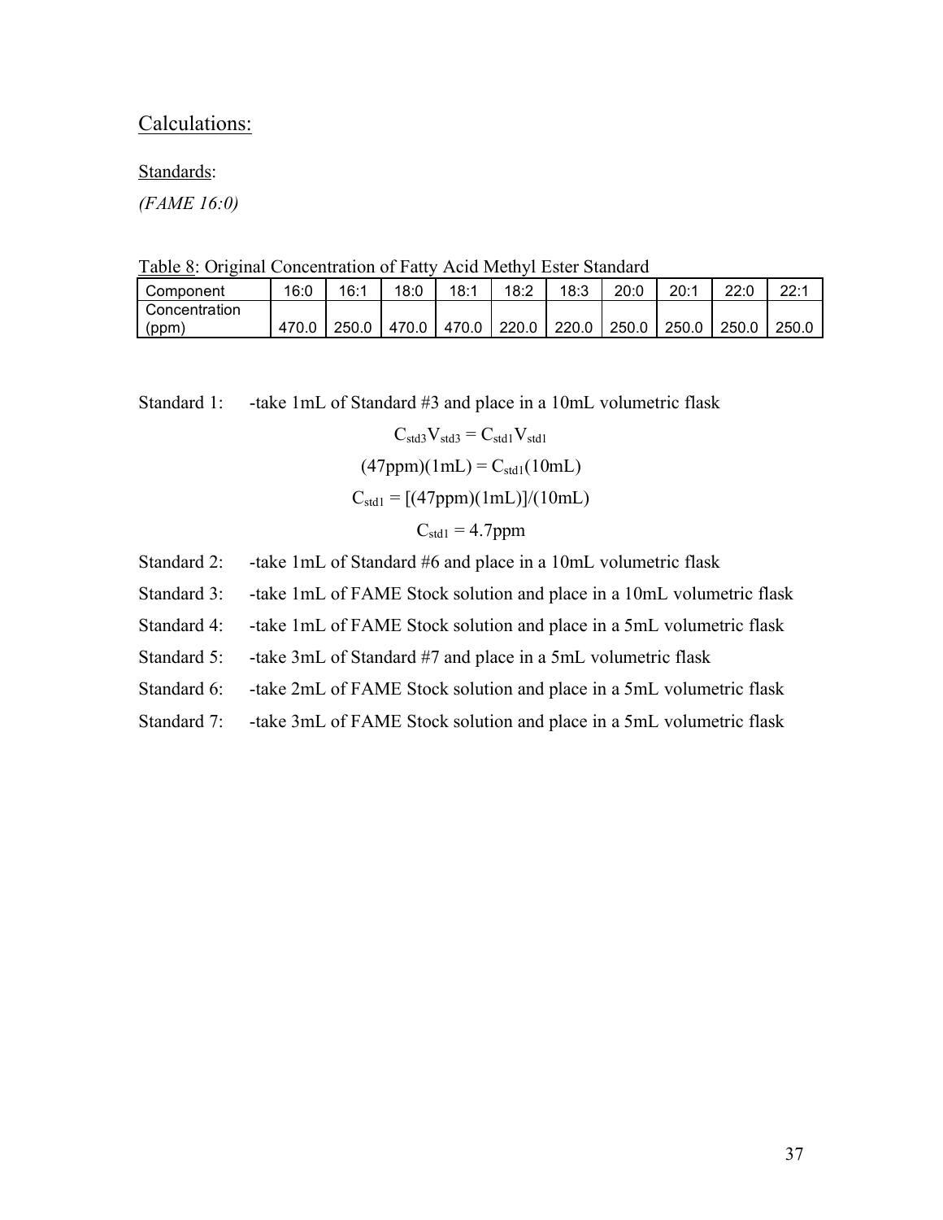## Calculations:

Standards:

*(FAME 16:0)*

Table 8: Original Concentration of Fatty Acid Methyl Ester Standard

| Component | 16:0 | 16:1 | 18:0 | 18:1 | 18:2 | 18:3 | 20:0 | 20:1 | 22:0 | 22:1 |
|---|---|---|---|---|---|---|---|---|---|---|
| Concentration (ppm) | 470.0 | 250.0 | 470.0 | 470.0 | 220.0 | 220.0 | 250.0 | 250.0 | 250.0 | 250.0 |

Standard 1: -take 1mL of Standard #3 and place in a 10mL volumetric flask

$$C_{std3}V_{std3} = C_{std1}V_{std1}$$

$$(47\text{ppm})(1\text{mL}) = C_{std1}(10\text{mL})$$

$$C_{std1} = [(47\text{ppm})(1\text{mL})]/(10\text{mL})$$

$$C_{std1} = 4.7\text{ppm}$$

Standard 2: -take 1mL of Standard #6 and place in a 10mL volumetric flask

Standard 3: -take 1mL of FAME Stock solution and place in a 10mL volumetric flask

Standard 4: -take 1mL of FAME Stock solution and place in a 5mL volumetric flask

Standard 5: -take 3mL of Standard #7 and place in a 5mL volumetric flask

Standard 6: -take 2mL of FAME Stock solution and place in a 5mL volumetric flask

Standard 7: -take 3mL of FAME Stock solution and place in a 5mL volumetric flask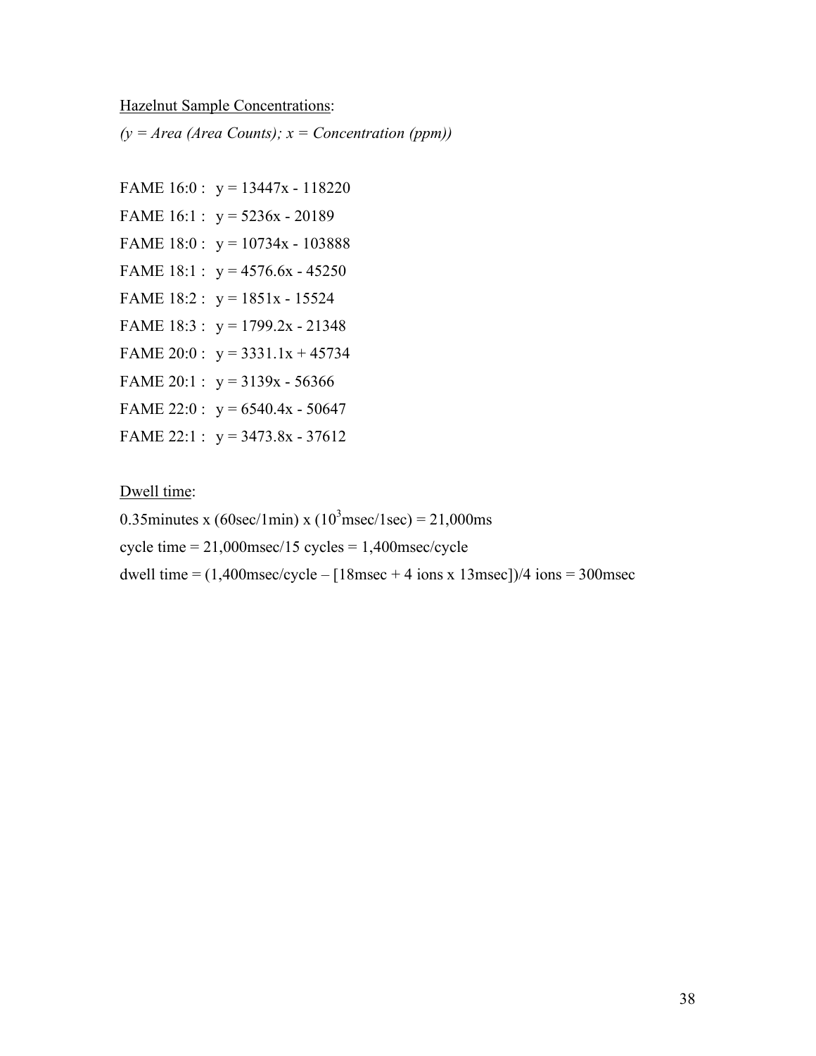<u>Hazelnut Sample Concentrations</u>:

*($y$ = Area (Area Counts); $x$ = Concentration (ppm))*

FAME 16:0 : $y = 13447x - 118220$

FAME 16:1 : $y = 5236x - 20189$

FAME 18:0 : $y = 10734x - 103888$

FAME 18:1 : $y = 4576.6x - 45250$

FAME 18:2 : $y = 1851x - 15524$

FAME 18:3 : $y = 1799.2x - 21348$

FAME 20:0 : $y = 3331.1x + 45734$

FAME 20:1 : $y = 3139x - 56366$

FAME 22:0 : $y = 6540.4x - 50647$

FAME 22:1 : $y = 3473.8x - 37612$

<u>Dwell time</u>:

0.35minutes x (60sec/1min) x ($10^3$msec/1sec) = 21,000ms

cycle time = 21,000msec/15 cycles = 1,400msec/cycle

dwell time = (1,400msec/cycle – [18msec + 4 ions x 13msec])/4 ions = 300msec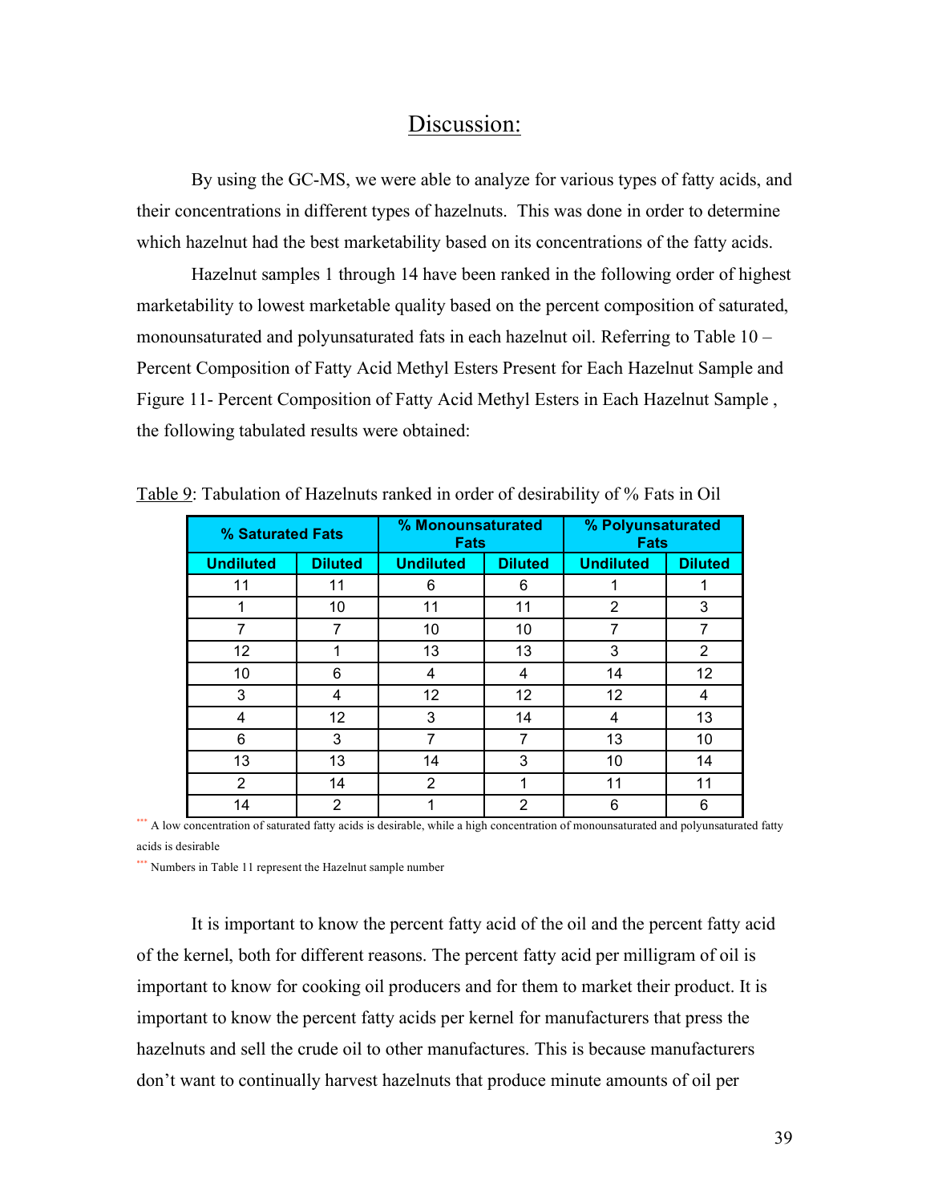## Discussion:

By using the GC-MS, we were able to analyze for various types of fatty acids, and their concentrations in different types of hazelnuts. This was done in order to determine which hazelnut had the best marketability based on its concentrations of the fatty acids.

Hazelnut samples 1 through 14 have been ranked in the following order of highest marketability to lowest marketable quality based on the percent composition of saturated, monounsaturated and polyunsaturated fats in each hazelnut oil. Referring to Table 10 – Percent Composition of Fatty Acid Methyl Esters Present for Each Hazelnut Sample and Figure 11- Percent Composition of Fatty Acid Methyl Esters in Each Hazelnut Sample , the following tabulated results were obtained:

Table 9: Tabulation of Hazelnuts ranked in order of desirability of % Fats in Oil

| % Saturated Fats | | % Monounsaturated Fats | | % Polyunsaturated Fats | |
|---|---|---|---|---|---|
| **Undiluted** | **Diluted** | **Undiluted** | **Diluted** | **Undiluted** | **Diluted** |
| 11 | 11 | 6 | 6 | 1 | 1 |
| 1 | 10 | 11 | 11 | 2 | 3 |
| 7 | 7 | 10 | 10 | 7 | 7 |
| 12 | 1 | 13 | 13 | 3 | 2 |
| 10 | 6 | 4 | 4 | 14 | 12 |
| 3 | 4 | 12 | 12 | 12 | 4 |
| 4 | 12 | 3 | 14 | 4 | 13 |
| 6 | 3 | 7 | 7 | 13 | 10 |
| 13 | 13 | 14 | 3 | 10 | 14 |
| 2 | 14 | 2 | 1 | 11 | 11 |
| 14 | 2 | 1 | 2 | 6 | 6 |

*** A low concentration of saturated fatty acids is desirable, while a high concentration of monounsaturated and polyunsaturated fatty acids is desirable

*** Numbers in Table 11 represent the Hazelnut sample number

It is important to know the percent fatty acid of the oil and the percent fatty acid of the kernel, both for different reasons. The percent fatty acid per milligram of oil is important to know for cooking oil producers and for them to market their product. It is important to know the percent fatty acids per kernel for manufacturers that press the hazelnuts and sell the crude oil to other manufactures. This is because manufacturers don't want to continually harvest hazelnuts that produce minute amounts of oil per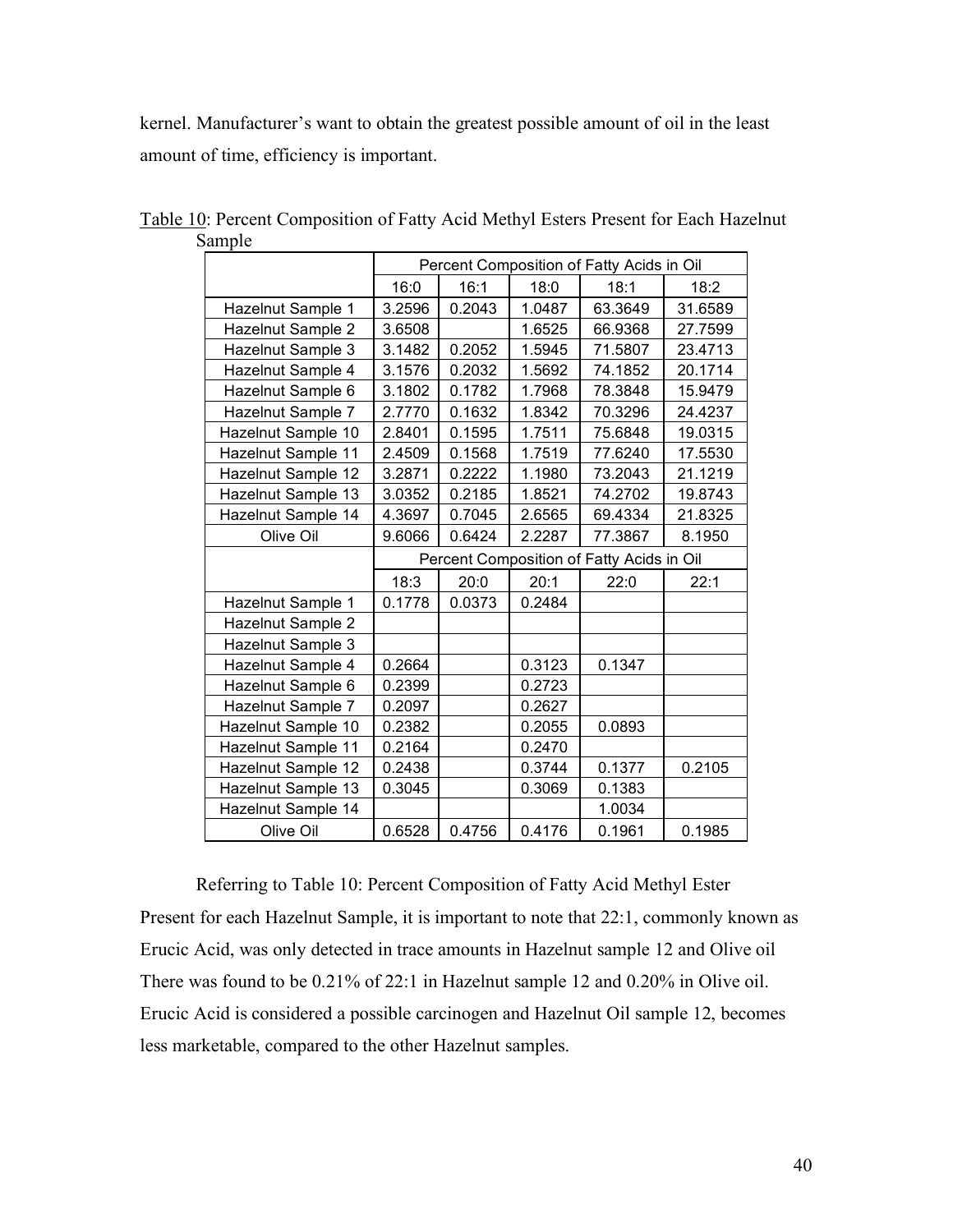kernel. Manufacturer's want to obtain the greatest possible amount of oil in the least amount of time, efficiency is important.

Table 10: Percent Composition of Fatty Acid Methyl Esters Present for Each Hazelnut Sample

| | Percent Composition of Fatty Acids in Oil | | | | |
|---|---|---|---|---|---|
| | 16:0 | 16:1 | 18:0 | 18:1 | 18:2 |
| Hazelnut Sample 1 | 3.2596 | 0.2043 | 1.0487 | 63.3649 | 31.6589 |
| Hazelnut Sample 2 | 3.6508 | | 1.6525 | 66.9368 | 27.7599 |
| Hazelnut Sample 3 | 3.1482 | 0.2052 | 1.5945 | 71.5807 | 23.4713 |
| Hazelnut Sample 4 | 3.1576 | 0.2032 | 1.5692 | 74.1852 | 20.1714 |
| Hazelnut Sample 6 | 3.1802 | 0.1782 | 1.7968 | 78.3848 | 15.9479 |
| Hazelnut Sample 7 | 2.7770 | 0.1632 | 1.8342 | 70.3296 | 24.4237 |
| Hazelnut Sample 10 | 2.8401 | 0.1595 | 1.7511 | 75.6848 | 19.0315 |
| Hazelnut Sample 11 | 2.4509 | 0.1568 | 1.7519 | 77.6240 | 17.5530 |
| Hazelnut Sample 12 | 3.2871 | 0.2222 | 1.1980 | 73.2043 | 21.1219 |
| Hazelnut Sample 13 | 3.0352 | 0.2185 | 1.8521 | 74.2702 | 19.8743 |
| Hazelnut Sample 14 | 4.3697 | 0.7045 | 2.6565 | 69.4334 | 21.8325 |
| Olive Oil | 9.6066 | 0.6424 | 2.2287 | 77.3867 | 8.1950 |
| | Percent Composition of Fatty Acids in Oil | | | | |
| | 18:3 | 20:0 | 20:1 | 22:0 | 22:1 |
| Hazelnut Sample 1 | 0.1778 | 0.0373 | 0.2484 | | |
| Hazelnut Sample 2 | | | | | |
| Hazelnut Sample 3 | | | | | |
| Hazelnut Sample 4 | 0.2664 | | 0.3123 | 0.1347 | |
| Hazelnut Sample 6 | 0.2399 | | 0.2723 | | |
| Hazelnut Sample 7 | 0.2097 | | 0.2627 | | |
| Hazelnut Sample 10 | 0.2382 | | 0.2055 | 0.0893 | |
| Hazelnut Sample 11 | 0.2164 | | 0.2470 | | |
| Hazelnut Sample 12 | 0.2438 | | 0.3744 | 0.1377 | 0.2105 |
| Hazelnut Sample 13 | 0.3045 | | 0.3069 | 0.1383 | |
| Hazelnut Sample 14 | | | | 1.0034 | |
| Olive Oil | 0.6528 | 0.4756 | 0.4176 | 0.1961 | 0.1985 |

Referring to Table 10: Percent Composition of Fatty Acid Methyl Ester Present for each Hazelnut Sample, it is important to note that 22:1, commonly known as Erucic Acid, was only detected in trace amounts in Hazelnut sample 12 and Olive oil There was found to be 0.21% of 22:1 in Hazelnut sample 12 and 0.20% in Olive oil. Erucic Acid is considered a possible carcinogen and Hazelnut Oil sample 12, becomes less marketable, compared to the other Hazelnut samples.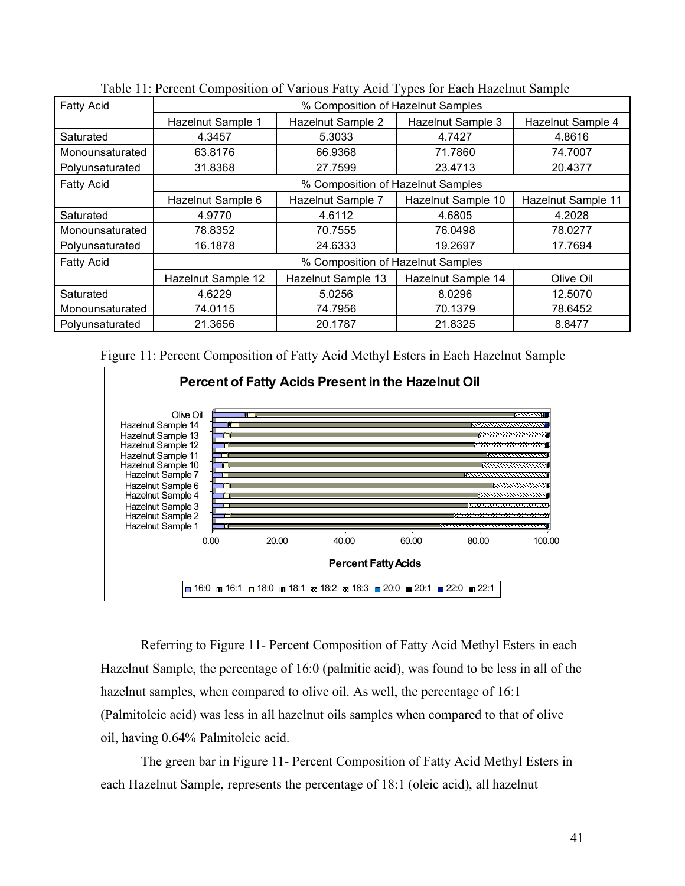Table 11: Percent Composition of Various Fatty Acid Types for Each Hazelnut Sample

| Fatty Acid | % Composition of Hazelnut Samples | | | |
|---|---|---|---|---|
| | Hazelnut Sample 1 | Hazelnut Sample 2 | Hazelnut Sample 3 | Hazelnut Sample 4 |
| Saturated | 4.3457 | 5.3033 | 4.7427 | 4.8616 |
| Monounsaturated | 63.8176 | 66.9368 | 71.7860 | 74.7007 |
| Polyunsaturated | 31.8368 | 27.7599 | 23.4713 | 20.4377 |
| **Fatty Acid** | **% Composition of Hazelnut Samples** | | | |
| | Hazelnut Sample 6 | Hazelnut Sample 7 | Hazelnut Sample 10 | Hazelnut Sample 11 |
| Saturated | 4.9770 | 4.6112 | 4.6805 | 4.2028 |
| Monounsaturated | 78.8352 | 70.7555 | 76.0498 | 78.0277 |
| Polyunsaturated | 16.1878 | 24.6333 | 19.2697 | 17.7694 |
| **Fatty Acid** | **% Composition of Hazelnut Samples** | | | |
| | Hazelnut Sample 12 | Hazelnut Sample 13 | Hazelnut Sample 14 | Olive Oil |
| Saturated | 4.6229 | 5.0256 | 8.0296 | 12.5070 |
| Monounsaturated | 74.0115 | 74.7956 | 70.1379 | 78.6452 |
| Polyunsaturated | 21.3656 | 20.1787 | 21.8325 | 8.8477 |

Figure 11: Percent Composition of Fatty Acid Methyl Esters in Each Hazelnut Sample

Referring to Figure 11- Percent Composition of Fatty Acid Methyl Esters in each Hazelnut Sample, the percentage of 16:0 (palmitic acid), was found to be less in all of the hazelnut samples, when compared to olive oil. As well, the percentage of 16:1 (Palmitoleic acid) was less in all hazelnut oils samples when compared to that of olive oil, having 0.64% Palmitoleic acid.

The green bar in Figure 11- Percent Composition of Fatty Acid Methyl Esters in each Hazelnut Sample, represents the percentage of 18:1 (oleic acid), all hazelnut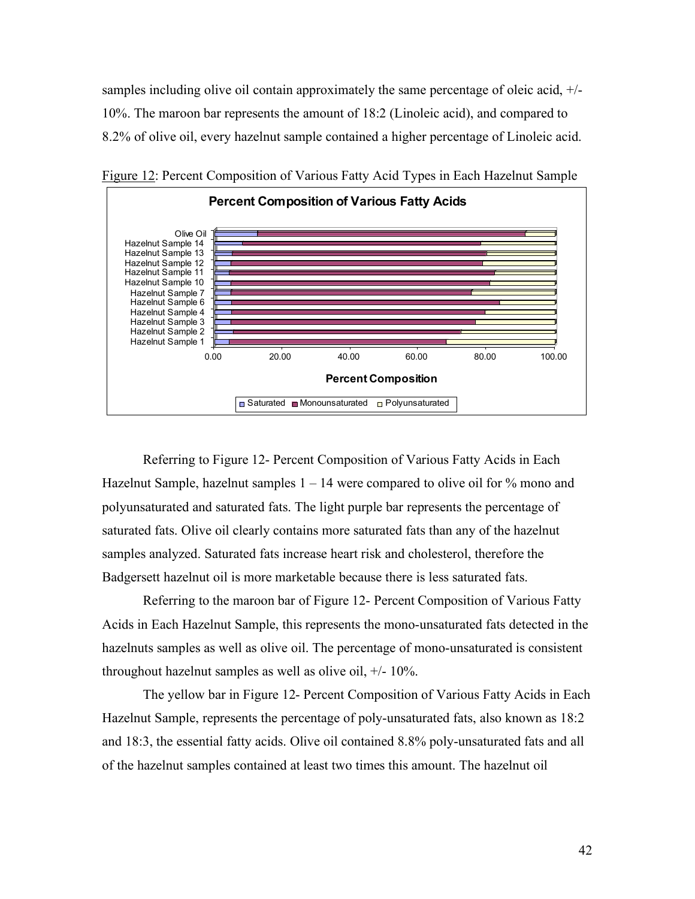samples including olive oil contain approximately the same percentage of oleic acid, +/- 10%. The maroon bar represents the amount of 18:2 (Linoleic acid), and compared to 8.2% of olive oil, every hazelnut sample contained a higher percentage of Linoleic acid.

Figure 12: Percent Composition of Various Fatty Acid Types in Each Hazelnut Sample

Referring to Figure 12- Percent Composition of Various Fatty Acids in Each Hazelnut Sample, hazelnut samples 1 – 14 were compared to olive oil for % mono and polyunsaturated and saturated fats. The light purple bar represents the percentage of saturated fats. Olive oil clearly contains more saturated fats than any of the hazelnut samples analyzed. Saturated fats increase heart risk and cholesterol, therefore the Badgersett hazelnut oil is more marketable because there is less saturated fats.

Referring to the maroon bar of Figure 12- Percent Composition of Various Fatty Acids in Each Hazelnut Sample, this represents the mono-unsaturated fats detected in the hazelnuts samples as well as olive oil. The percentage of mono-unsaturated is consistent throughout hazelnut samples as well as olive oil, +/- 10%.

The yellow bar in Figure 12- Percent Composition of Various Fatty Acids in Each Hazelnut Sample, represents the percentage of poly-unsaturated fats, also known as 18:2 and 18:3, the essential fatty acids. Olive oil contained 8.8% poly-unsaturated fats and all of the hazelnut samples contained at least two times this amount. The hazelnut oil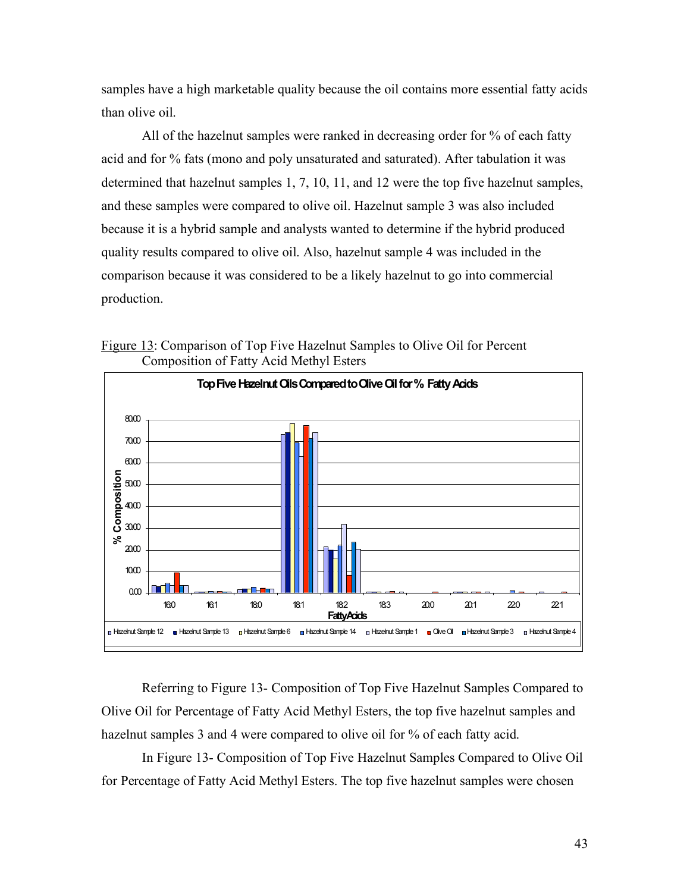samples have a high marketable quality because the oil contains more essential fatty acids than olive oil.

All of the hazelnut samples were ranked in decreasing order for % of each fatty acid and for % fats (mono and poly unsaturated and saturated). After tabulation it was determined that hazelnut samples 1, 7, 10, 11, and 12 were the top five hazelnut samples, and these samples were compared to olive oil. Hazelnut sample 3 was also included because it is a hybrid sample and analysts wanted to determine if the hybrid produced quality results compared to olive oil. Also, hazelnut sample 4 was included in the comparison because it was considered to be a likely hazelnut to go into commercial production.

Figure 13: Comparison of Top Five Hazelnut Samples to Olive Oil for Percent Composition of Fatty Acid Methyl Esters

Referring to Figure 13- Composition of Top Five Hazelnut Samples Compared to Olive Oil for Percentage of Fatty Acid Methyl Esters, the top five hazelnut samples and hazelnut samples 3 and 4 were compared to olive oil for % of each fatty acid.

In Figure 13- Composition of Top Five Hazelnut Samples Compared to Olive Oil for Percentage of Fatty Acid Methyl Esters. The top five hazelnut samples were chosen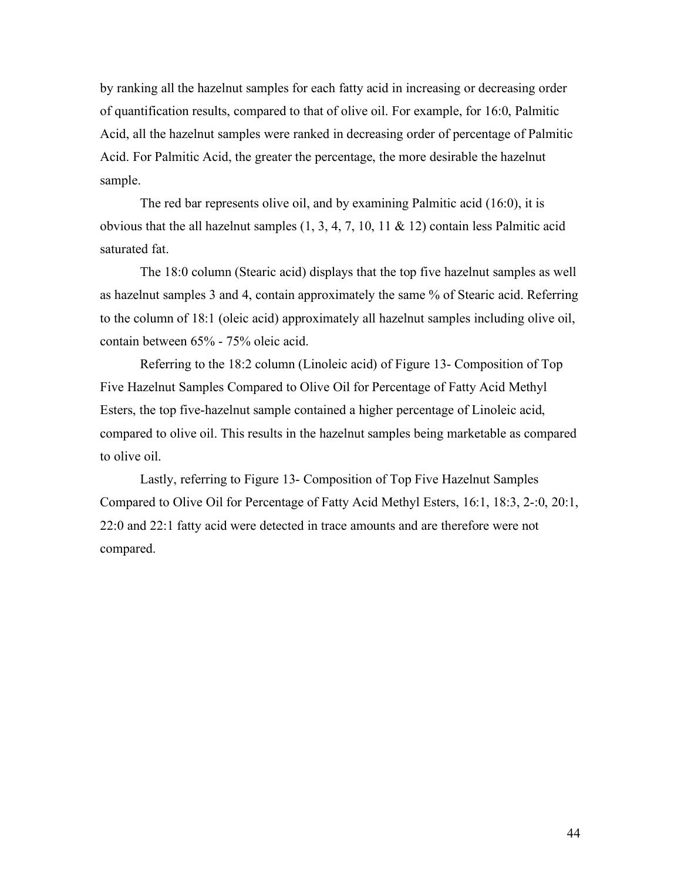by ranking all the hazelnut samples for each fatty acid in increasing or decreasing order of quantification results, compared to that of olive oil. For example, for 16:0, Palmitic Acid, all the hazelnut samples were ranked in decreasing order of percentage of Palmitic Acid. For Palmitic Acid, the greater the percentage, the more desirable the hazelnut sample.

The red bar represents olive oil, and by examining Palmitic acid (16:0), it is obvious that the all hazelnut samples (1, 3, 4, 7, 10, 11 & 12) contain less Palmitic acid saturated fat.

The 18:0 column (Stearic acid) displays that the top five hazelnut samples as well as hazelnut samples 3 and 4, contain approximately the same % of Stearic acid. Referring to the column of 18:1 (oleic acid) approximately all hazelnut samples including olive oil, contain between 65% - 75% oleic acid.

Referring to the 18:2 column (Linoleic acid) of Figure 13- Composition of Top Five Hazelnut Samples Compared to Olive Oil for Percentage of Fatty Acid Methyl Esters, the top five-hazelnut sample contained a higher percentage of Linoleic acid, compared to olive oil. This results in the hazelnut samples being marketable as compared to olive oil.

Lastly, referring to Figure 13- Composition of Top Five Hazelnut Samples Compared to Olive Oil for Percentage of Fatty Acid Methyl Esters, 16:1, 18:3, 2-:0, 20:1, 22:0 and 22:1 fatty acid were detected in trace amounts and are therefore were not compared.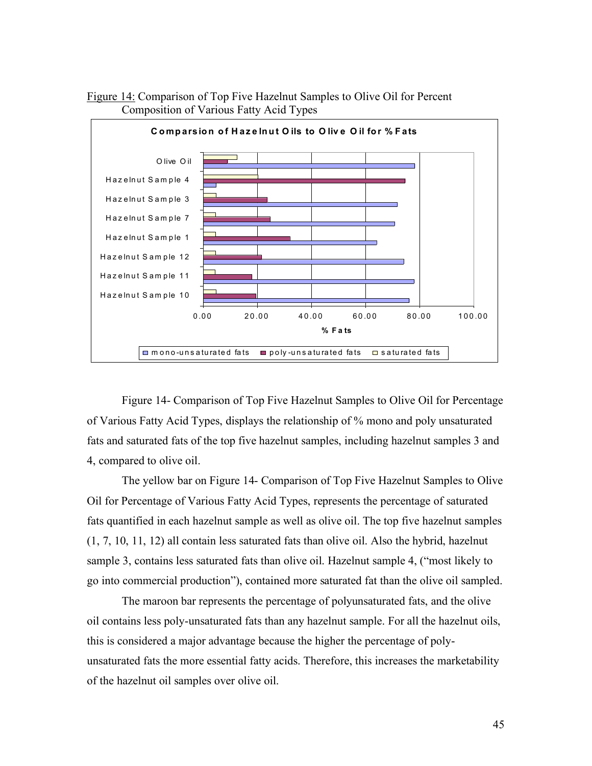Figure 14: Comparison of Top Five Hazelnut Samples to Olive Oil for Percent Composition of Various Fatty Acid Types

Comparsion of Hazelnut Oils to Olive Oil for % Fats

Olive Oil
Hazelnut Sample 4
Hazelnut Sample 3
Hazelnut Sample 7
Hazelnut Sample 1
Hazelnut Sample 12
Hazelnut Sample 11
Hazelnut Sample 10

0.00 20.00 40.00 60.00 80.00 100.00

% Fats

mono-unsaturated fats poly-unsaturated fats saturated fats

Figure 14- Comparison of Top Five Hazelnut Samples to Olive Oil for Percentage of Various Fatty Acid Types, displays the relationship of % mono and poly unsaturated fats and saturated fats of the top five hazelnut samples, including hazelnut samples 3 and 4, compared to olive oil.

The yellow bar on Figure 14- Comparison of Top Five Hazelnut Samples to Olive Oil for Percentage of Various Fatty Acid Types, represents the percentage of saturated fats quantified in each hazelnut sample as well as olive oil. The top five hazelnut samples (1, 7, 10, 11, 12) all contain less saturated fats than olive oil. Also the hybrid, hazelnut sample 3, contains less saturated fats than olive oil. Hazelnut sample 4, ("most likely to go into commercial production"), contained more saturated fat than the olive oil sampled.

The maroon bar represents the percentage of polyunsaturated fats, and the olive oil contains less poly-unsaturated fats than any hazelnut sample. For all the hazelnut oils, this is considered a major advantage because the higher the percentage of poly-unsaturated fats the more essential fatty acids. Therefore, this increases the marketability of the hazelnut oil samples over olive oil.